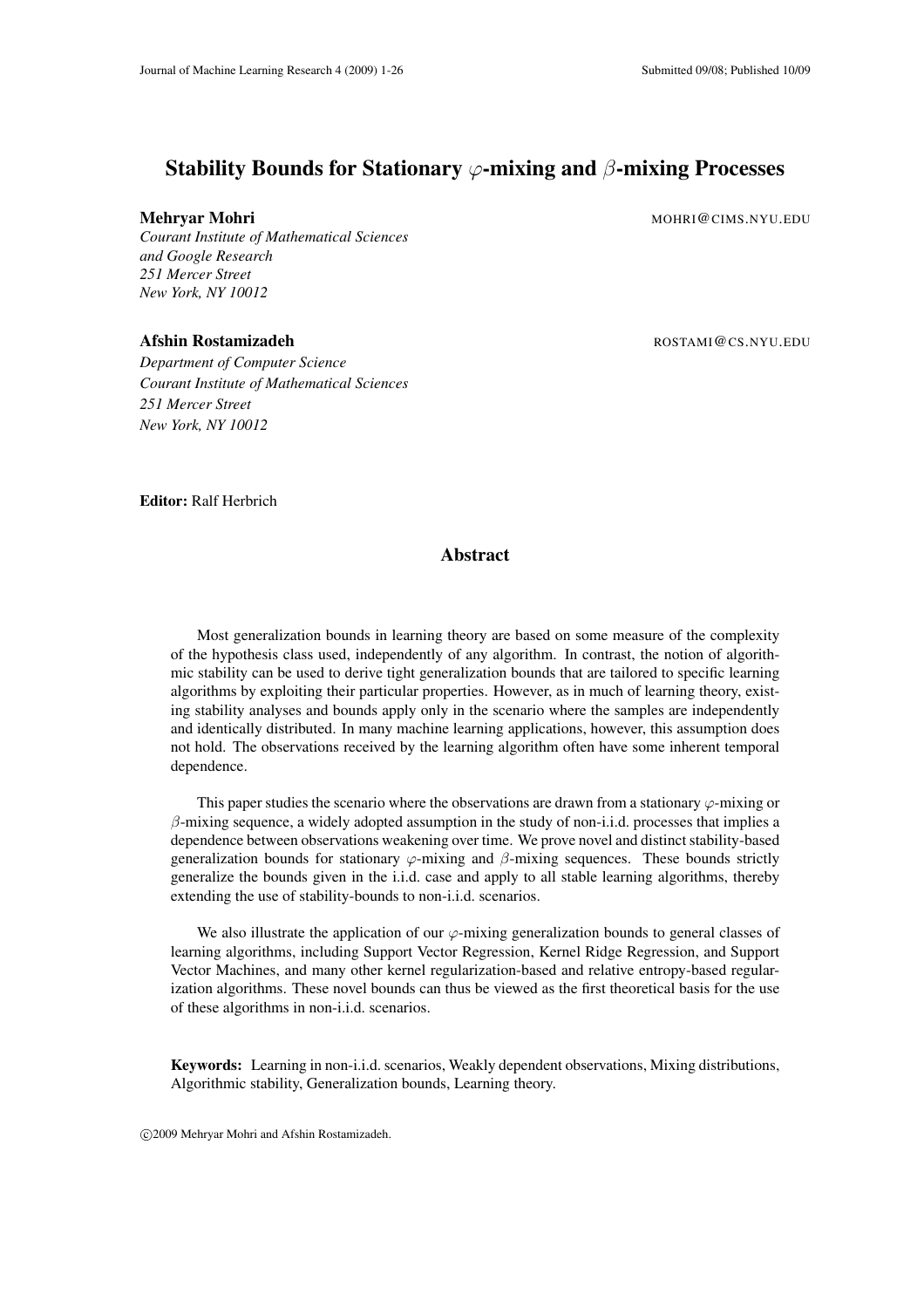# Stability Bounds for Stationary $\varphi$-mixing and $\beta$-mixing Processes

**Mehryar Mohri** MOHRI@CIMS.NYU.EDU

*Courant Institute of Mathematical Sciences*
*and Google Research*
*251 Mercer Street*
*New York, NY 10012*

**Afshin Rostamizadeh** ROSTAMI@CS.NYU.EDU

*Department of Computer Science*
*Courant Institute of Mathematical Sciences*
*251 Mercer Street*
*New York, NY 10012*

**Editor:** Ralf Herbrich

## Abstract

Most generalization bounds in learning theory are based on some measure of the complexity of the hypothesis class used, independently of any algorithm. In contrast, the notion of algorithmic stability can be used to derive tight generalization bounds that are tailored to specific learning algorithms by exploiting their particular properties. However, as in much of learning theory, existing stability analyses and bounds apply only in the scenario where the samples are independently and identically distributed. In many machine learning applications, however, this assumption does not hold. The observations received by the learning algorithm often have some inherent temporal dependence.

This paper studies the scenario where the observations are drawn from a stationary $\varphi$-mixing or $\beta$-mixing sequence, a widely adopted assumption in the study of non-i.i.d. processes that implies a dependence between observations weakening over time. We prove novel and distinct stability-based generalization bounds for stationary $\varphi$-mixing and $\beta$-mixing sequences. These bounds strictly generalize the bounds given in the i.i.d. case and apply to all stable learning algorithms, thereby extending the use of stability-bounds to non-i.i.d. scenarios.

We also illustrate the application of our $\varphi$-mixing generalization bounds to general classes of learning algorithms, including Support Vector Regression, Kernel Ridge Regression, and Support Vector Machines, and many other kernel regularization-based and relative entropy-based regularization algorithms. These novel bounds can thus be viewed as the first theoretical basis for the use of these algorithms in non-i.i.d. scenarios.

**Keywords:** Learning in non-i.i.d. scenarios, Weakly dependent observations, Mixing distributions, Algorithmic stability, Generalization bounds, Learning theory.

©2009 Mehryar Mohri and Afshin Rostamizadeh.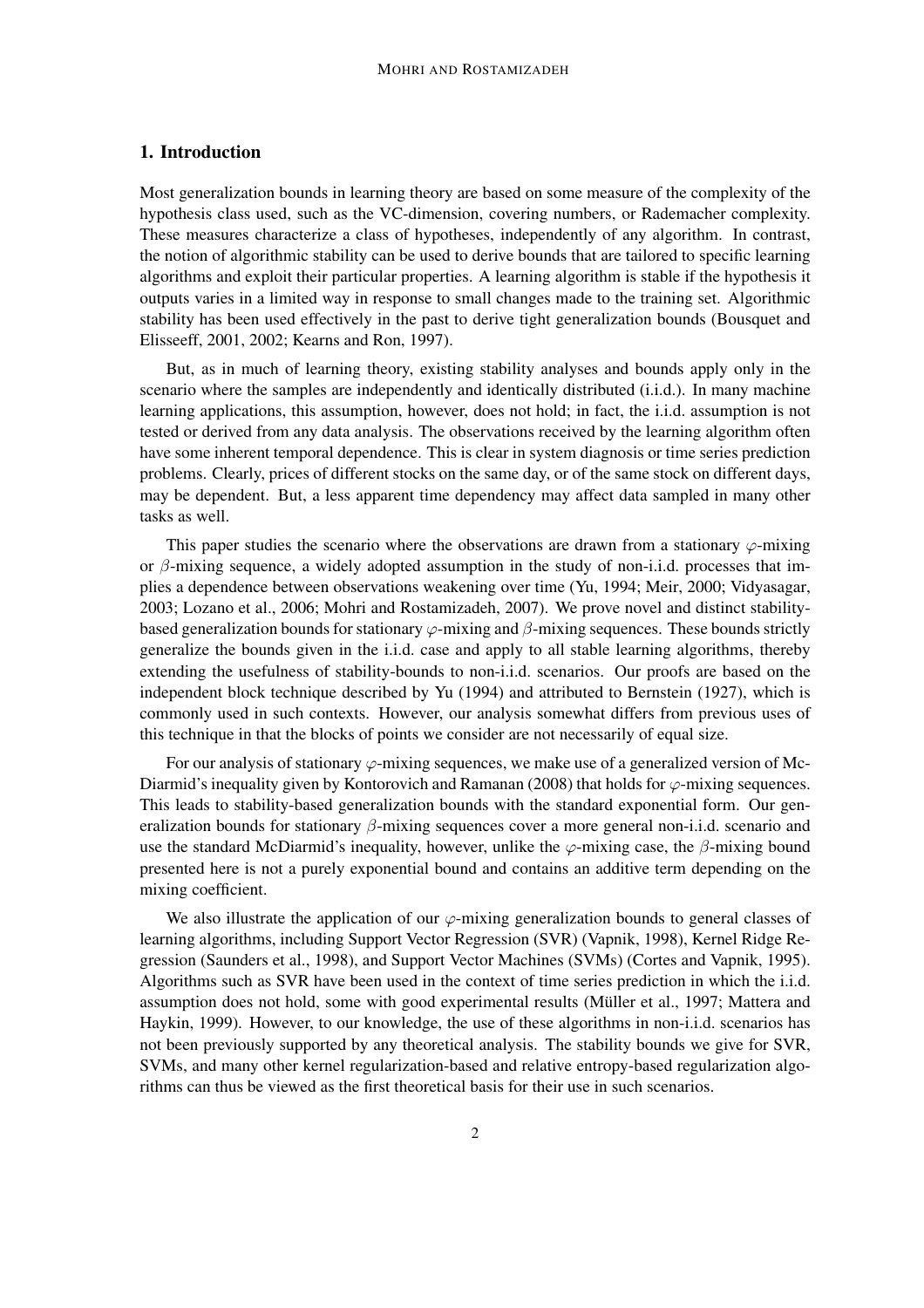## 1. Introduction

Most generalization bounds in learning theory are based on some measure of the complexity of the hypothesis class used, such as the VC-dimension, covering numbers, or Rademacher complexity. These measures characterize a class of hypotheses, independently of any algorithm. In contrast, the notion of algorithmic stability can be used to derive bounds that are tailored to specific learning algorithms and exploit their particular properties. A learning algorithm is stable if the hypothesis it outputs varies in a limited way in response to small changes made to the training set. Algorithmic stability has been used effectively in the past to derive tight generalization bounds (Bousquet and Elisseeff, 2001, 2002; Kearns and Ron, 1997).

But, as in much of learning theory, existing stability analyses and bounds apply only in the scenario where the samples are independently and identically distributed (i.i.d.). In many machine learning applications, this assumption, however, does not hold; in fact, the i.i.d. assumption is not tested or derived from any data analysis. The observations received by the learning algorithm often have some inherent temporal dependence. This is clear in system diagnosis or time series prediction problems. Clearly, prices of different stocks on the same day, or of the same stock on different days, may be dependent. But, a less apparent time dependency may affect data sampled in many other tasks as well.

This paper studies the scenario where the observations are drawn from a stationary $\varphi$-mixing or $\beta$-mixing sequence, a widely adopted assumption in the study of non-i.i.d. processes that implies a dependence between observations weakening over time (Yu, 1994; Meir, 2000; Vidyasagar, 2003; Lozano et al., 2006; Mohri and Rostamizadeh, 2007). We prove novel and distinct stability-based generalization bounds for stationary $\varphi$-mixing and $\beta$-mixing sequences. These bounds strictly generalize the bounds given in the i.i.d. case and apply to all stable learning algorithms, thereby extending the usefulness of stability-bounds to non-i.i.d. scenarios. Our proofs are based on the independent block technique described by Yu (1994) and attributed to Bernstein (1927), which is commonly used in such contexts. However, our analysis somewhat differs from previous uses of this technique in that the blocks of points we consider are not necessarily of equal size.

For our analysis of stationary $\varphi$-mixing sequences, we make use of a generalized version of McDiarmid's inequality given by Kontorovich and Ramanan (2008) that holds for $\varphi$-mixing sequences. This leads to stability-based generalization bounds with the standard exponential form. Our generalization bounds for stationary $\beta$-mixing sequences cover a more general non-i.i.d. scenario and use the standard McDiarmid's inequality, however, unlike the $\varphi$-mixing case, the $\beta$-mixing bound presented here is not a purely exponential bound and contains an additive term depending on the mixing coefficient.

We also illustrate the application of our $\varphi$-mixing generalization bounds to general classes of learning algorithms, including Support Vector Regression (SVR) (Vapnik, 1998), Kernel Ridge Regression (Saunders et al., 1998), and Support Vector Machines (SVMs) (Cortes and Vapnik, 1995). Algorithms such as SVR have been used in the context of time series prediction in which the i.i.d. assumption does not hold, some with good experimental results (Müller et al., 1997; Mattera and Haykin, 1999). However, to our knowledge, the use of these algorithms in non-i.i.d. scenarios has not been previously supported by any theoretical analysis. The stability bounds we give for SVR, SVMs, and many other kernel regularization-based and relative entropy-based regularization algorithms can thus be viewed as the first theoretical basis for their use in such scenarios.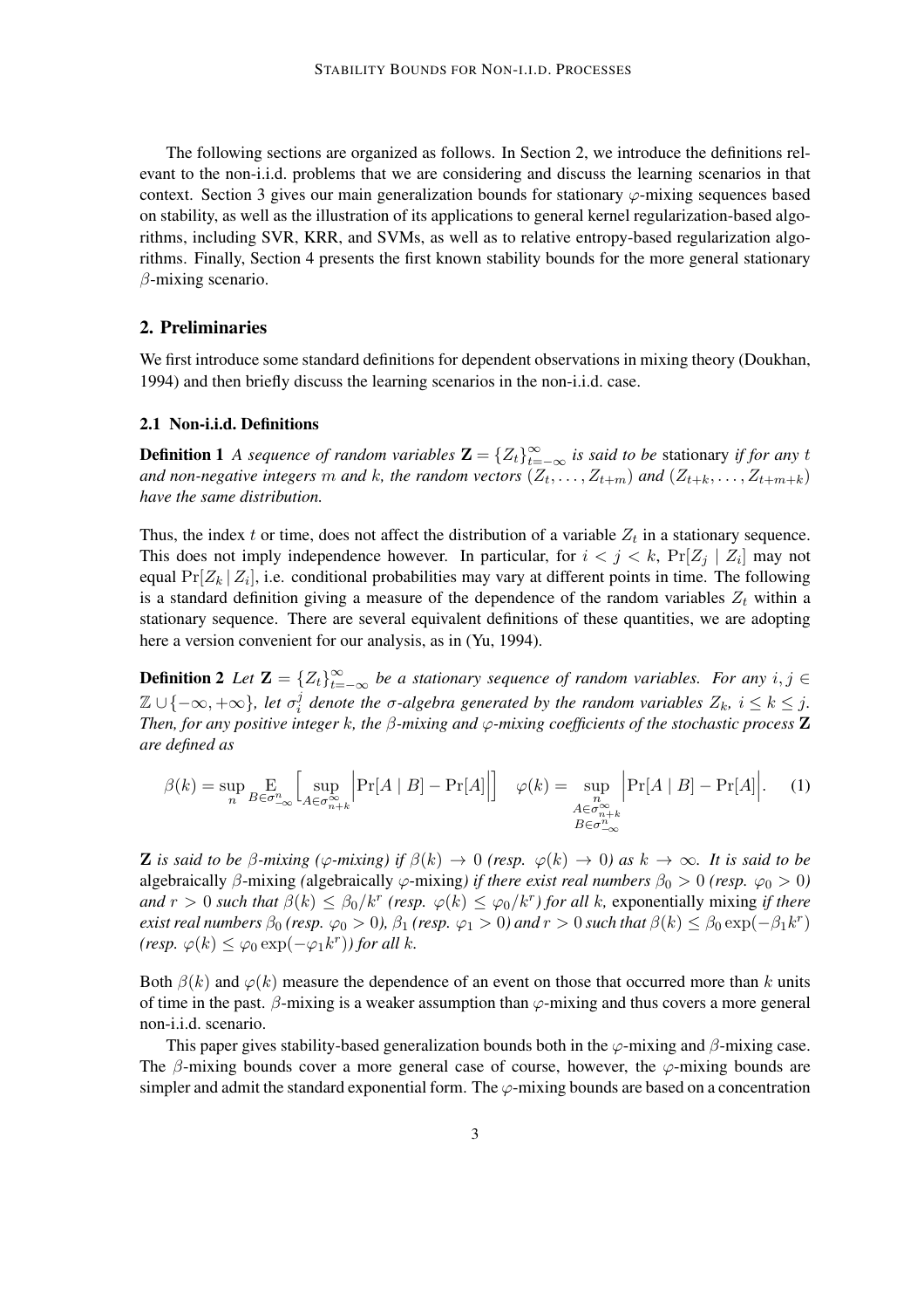The following sections are organized as follows. In Section 2, we introduce the definitions relevant to the non-i.i.d. problems that we are considering and discuss the learning scenarios in that context. Section 3 gives our main generalization bounds for stationary $\varphi$-mixing sequences based on stability, as well as the illustration of its applications to general kernel regularization-based algorithms, including SVR, KRR, and SVMs, as well as to relative entropy-based regularization algorithms. Finally, Section 4 presents the first known stability bounds for the more general stationary $\beta$-mixing scenario.

## 2. Preliminaries

We first introduce some standard definitions for dependent observations in mixing theory (Doukhan, 1994) and then briefly discuss the learning scenarios in the non-i.i.d. case.

### 2.1 Non-i.i.d. Definitions

**Definition 1** *A sequence of random variables $\mathbf{Z} = \{Z_t\}_{t=-\infty}^{\infty}$ is said to be* stationary *if for any $t$ and non-negative integers $m$ and $k$, the random vectors $(Z_t, \ldots, Z_{t+m})$ and $(Z_{t+k}, \ldots, Z_{t+m+k})$ have the same distribution.*

Thus, the index $t$ or time, does not affect the distribution of a variable $Z_t$ in a stationary sequence. This does not imply independence however. In particular, for $i < j < k$, $\Pr[Z_j \mid Z_i]$ may not equal $\Pr[Z_k \mid Z_i]$, i.e. conditional probabilities may vary at different points in time. The following is a standard definition giving a measure of the dependence of the random variables $Z_t$ within a stationary sequence. There are several equivalent definitions of these quantities, we are adopting here a version convenient for our analysis, as in (Yu, 1994).

**Definition 2** *Let $\mathbf{Z} = \{Z_t\}_{t=-\infty}^{\infty}$ be a stationary sequence of random variables. For any $i, j \in \mathbb{Z} \cup \{-\infty, +\infty\}$, let $\sigma_i^j$ denote the $\sigma$-algebra generated by the random variables $Z_k$, $i \leq k \leq j$. Then, for any positive integer $k$, the $\beta$-mixing and $\varphi$-mixing coefficients of the stochastic process $\mathbf{Z}$ are defined as*

$$\beta(k) = \sup_n \operatorname*{E}_{B \in \sigma_{-\infty}^n} \Big[ \sup_{A \in \sigma_{n+k}^{\infty}} \Big| \Pr[A \mid B] - \Pr[A] \Big| \Big] \quad \varphi(k) = \sup_{\substack{n \\ A \in \sigma_{n+k}^{\infty} \\ B \in \sigma_{-\infty}^n}} \Big| \Pr[A \mid B] - \Pr[A] \Big|. \tag{1}$$

$\mathbf{Z}$ *is said to be $\beta$-mixing ($\varphi$-mixing) if $\beta(k) \to 0$ (resp. $\varphi(k) \to 0$) as $k \to \infty$. It is said to be* algebraically $\beta$-mixing *(*algebraically $\varphi$-mixing*) if there exist real numbers $\beta_0 > 0$ (resp. $\varphi_0 > 0$) and $r > 0$ such that $\beta(k) \leq \beta_0 / k^r$ (resp. $\varphi(k) \leq \varphi_0 / k^r$) for all $k$,* exponentially mixing *if there exist real numbers $\beta_0$ (resp. $\varphi_0 > 0$), $\beta_1$ (resp. $\varphi_1 > 0$) and $r > 0$ such that $\beta(k) \leq \beta_0 \exp(-\beta_1 k^r)$ (resp. $\varphi(k) \leq \varphi_0 \exp(-\varphi_1 k^r)$) for all $k$.*

Both $\beta(k)$ and $\varphi(k)$ measure the dependence of an event on those that occurred more than $k$ units of time in the past. $\beta$-mixing is a weaker assumption than $\varphi$-mixing and thus covers a more general non-i.i.d. scenario.

This paper gives stability-based generalization bounds both in the $\varphi$-mixing and $\beta$-mixing case. The $\beta$-mixing bounds cover a more general case of course, however, the $\varphi$-mixing bounds are simpler and admit the standard exponential form. The $\varphi$-mixing bounds are based on a concentration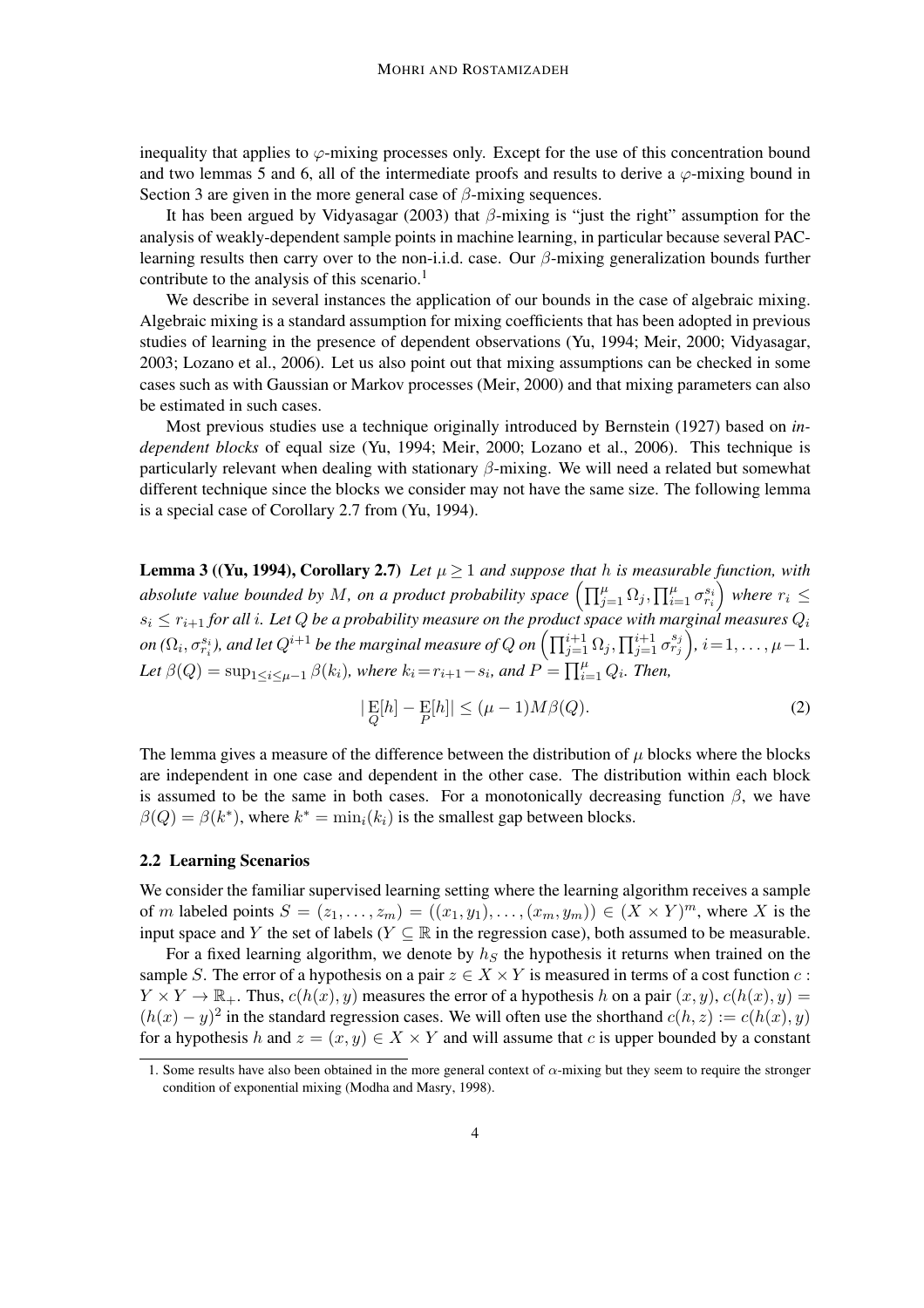inequality that applies to $\varphi$-mixing processes only. Except for the use of this concentration bound and two lemmas 5 and 6, all of the intermediate proofs and results to derive a $\varphi$-mixing bound in Section 3 are given in the more general case of $\beta$-mixing sequences.

It has been argued by Vidyasagar (2003) that $\beta$-mixing is "just the right" assumption for the analysis of weakly-dependent sample points in machine learning, in particular because several PAC-learning results then carry over to the non-i.i.d. case. Our $\beta$-mixing generalization bounds further contribute to the analysis of this scenario.[1]

We describe in several instances the application of our bounds in the case of algebraic mixing. Algebraic mixing is a standard assumption for mixing coefficients that has been adopted in previous studies of learning in the presence of dependent observations (Yu, 1994; Meir, 2000; Vidyasagar, 2003; Lozano et al., 2006). Let us also point out that mixing assumptions can be checked in some cases such as with Gaussian or Markov processes (Meir, 2000) and that mixing parameters can also be estimated in such cases.

Most previous studies use a technique originally introduced by Bernstein (1927) based on *independent blocks* of equal size (Yu, 1994; Meir, 2000; Lozano et al., 2006). This technique is particularly relevant when dealing with stationary $\beta$-mixing. We will need a related but somewhat different technique since the blocks we consider may not have the same size. The following lemma is a special case of Corollary 2.7 from (Yu, 1994).

**Lemma 3 ((Yu, 1994), Corollary 2.7)** *Let $\mu \geq 1$ and suppose that $h$ is measurable function, with absolute value bounded by $M$, on a product probability space $\left(\prod_{j=1}^{\mu} \Omega_j, \prod_{i=1}^{\mu} \sigma_{r_i}^{s_i}\right)$ where $r_i \leq s_i \leq r_{i+1}$ for all $i$. Let $Q$ be a probability measure on the product space with marginal measures $Q_i$ on $(\Omega_i, \sigma_{r_i}^{s_i})$, and let $Q^{i+1}$ be the marginal measure of $Q$ on $\left(\prod_{j=1}^{i+1} \Omega_j, \prod_{j=1}^{i+1} \sigma_{r_j}^{s_j}\right)$, $i = 1, \ldots, \mu-1$. Let $\beta(Q) = \sup_{1 \leq i \leq \mu-1} \beta(k_i)$, where $k_i = r_{i+1} - s_i$, and $P = \prod_{i=1}^{\mu} Q_i$. Then,*

$$|\operatorname*{E}_{Q}[h] - \operatorname*{E}_{P}[h]| \leq (\mu - 1)M\beta(Q). \tag{2}$$

The lemma gives a measure of the difference between the distribution of $\mu$ blocks where the blocks are independent in one case and dependent in the other case. The distribution within each block is assumed to be the same in both cases. For a monotonically decreasing function $\beta$, we have $\beta(Q) = \beta(k^*)$, where $k^* = \min_i(k_i)$ is the smallest gap between blocks.

### 2.2 Learning Scenarios

We consider the familiar supervised learning setting where the learning algorithm receives a sample of $m$ labeled points $S = (z_1, \ldots, z_m) = ((x_1, y_1), \ldots, (x_m, y_m)) \in (X \times Y)^m$, where $X$ is the input space and $Y$ the set of labels ($Y \subseteq \mathbb{R}$ in the regression case), both assumed to be measurable.

For a fixed learning algorithm, we denote by $h_S$ the hypothesis it returns when trained on the sample $S$. The error of a hypothesis on a pair $z \in X \times Y$ is measured in terms of a cost function $c : Y \times Y \to \mathbb{R}_+$. Thus, $c(h(x), y)$ measures the error of a hypothesis $h$ on a pair $(x, y)$, $c(h(x), y) = (h(x) - y)^2$ in the standard regression cases. We will often use the shorthand $c(h, z) := c(h(x), y)$ for a hypothesis $h$ and $z = (x, y) \in X \times Y$ and will assume that $c$ is upper bounded by a constant

1. Some results have also been obtained in the more general context of $\alpha$-mixing but they seem to require the stronger condition of exponential mixing (Modha and Masry, 1998).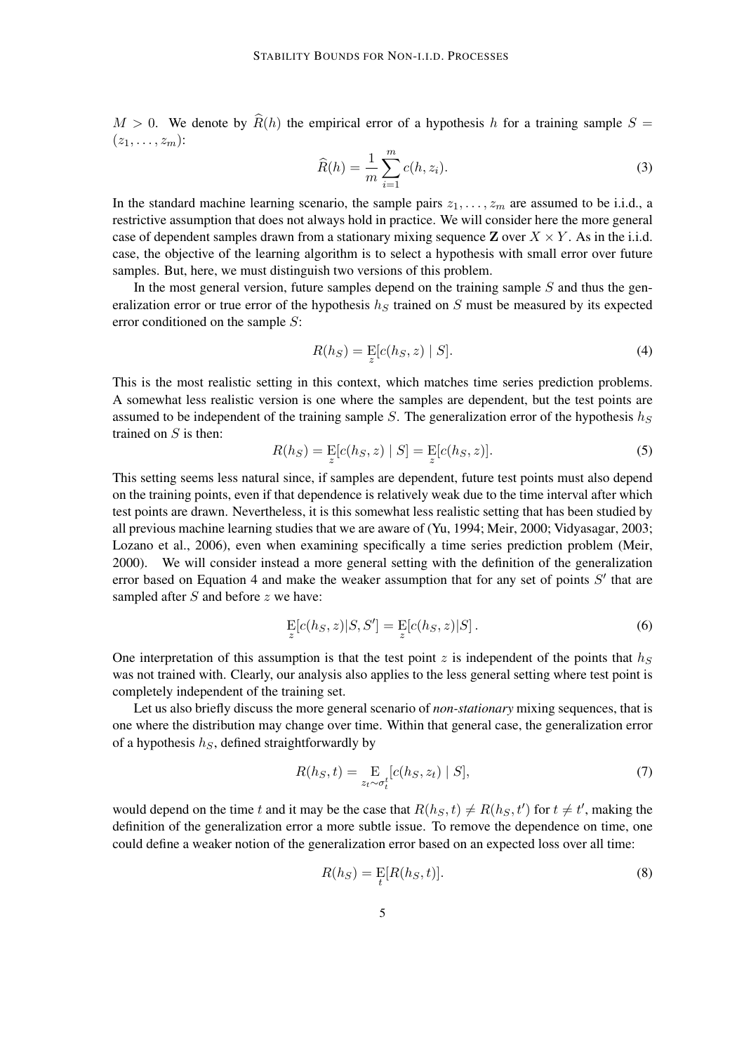$M > 0$. We denote by $\widehat{R}(h)$ the empirical error of a hypothesis $h$ for a training sample $S = (z_1, \ldots, z_m)$:

$$\widehat{R}(h) = \frac{1}{m} \sum_{i=1}^{m} c(h, z_i). \tag{3}$$

In the standard machine learning scenario, the sample pairs $z_1, \ldots, z_m$ are assumed to be i.i.d., a restrictive assumption that does not always hold in practice. We will consider here the more general case of dependent samples drawn from a stationary mixing sequence $\mathbf{Z}$ over $X \times Y$. As in the i.i.d. case, the objective of the learning algorithm is to select a hypothesis with small error over future samples. But, here, we must distinguish two versions of this problem.

In the most general version, future samples depend on the training sample $S$ and thus the generalization error or true error of the hypothesis $h_S$ trained on $S$ must be measured by its expected error conditioned on the sample $S$:

$$R(h_S) = \mathop{\mathrm{E}}_{z}[c(h_S, z) \mid S]. \tag{4}$$

This is the most realistic setting in this context, which matches time series prediction problems. A somewhat less realistic version is one where the samples are dependent, but the test points are assumed to be independent of the training sample $S$. The generalization error of the hypothesis $h_S$ trained on $S$ is then:

$$R(h_S) = \mathop{\mathrm{E}}_{z}[c(h_S, z) \mid S] = \mathop{\mathrm{E}}_{z}[c(h_S, z)]. \tag{5}$$

This setting seems less natural since, if samples are dependent, future test points must also depend on the training points, even if that dependence is relatively weak due to the time interval after which test points are drawn. Nevertheless, it is this somewhat less realistic setting that has been studied by all previous machine learning studies that we are aware of (Yu, 1994; Meir, 2000; Vidyasagar, 2003; Lozano et al., 2006), even when examining specifically a time series prediction problem (Meir, 2000). We will consider instead a more general setting with the definition of the generalization error based on Equation 4 and make the weaker assumption that for any set of points $S'$ that are sampled after $S$ and before $z$ we have:

$$\mathop{\mathrm{E}}_{z}[c(h_S, z) | S, S'] = \mathop{\mathrm{E}}_{z}[c(h_S, z) | S]\,. \tag{6}$$

One interpretation of this assumption is that the test point $z$ is independent of the points that $h_S$ was not trained with. Clearly, our analysis also applies to the less general setting where test point is completely independent of the training set.

Let us also briefly discuss the more general scenario of *non-stationary* mixing sequences, that is one where the distribution may change over time. Within that general case, the generalization error of a hypothesis $h_S$, defined straightforwardly by

$$R(h_S, t) = \mathop{\mathrm{E}}_{z_t \sim \sigma_t^t}[c(h_S, z_t) \mid S], \tag{7}$$

would depend on the time $t$ and it may be the case that $R(h_S, t) \neq R(h_S, t')$ for $t \neq t'$, making the definition of the generalization error a more subtle issue. To remove the dependence on time, one could define a weaker notion of the generalization error based on an expected loss over all time:

$$R(h_S) = \mathop{\mathrm{E}}_{t}[R(h_S, t)]. \tag{8}$$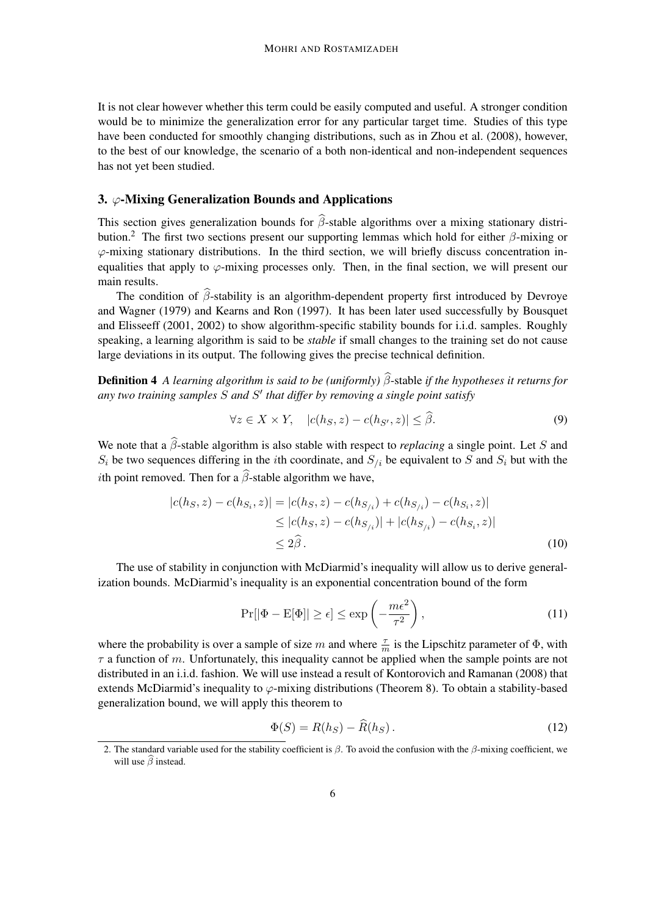It is not clear however whether this term could be easily computed and useful. A stronger condition would be to minimize the generalization error for any particular target time. Studies of this type have been conducted for smoothly changing distributions, such as in Zhou et al. (2008), however, to the best of our knowledge, the scenario of a both non-identical and non-independent sequences has not yet been studied.

## 3. $\varphi$-Mixing Generalization Bounds and Applications

This section gives generalization bounds for $\widehat{\beta}$-stable algorithms over a mixing stationary distribution.[2] The first two sections present our supporting lemmas which hold for either $\beta$-mixing or $\varphi$-mixing stationary distributions. In the third section, we will briefly discuss concentration inequalities that apply to $\varphi$-mixing processes only. Then, in the final section, we will present our main results.

The condition of $\widehat{\beta}$-stability is an algorithm-dependent property first introduced by Devroye and Wagner (1979) and Kearns and Ron (1997). It has been later used successfully by Bousquet and Elisseeff (2001, 2002) to show algorithm-specific stability bounds for i.i.d. samples. Roughly speaking, a learning algorithm is said to be *stable* if small changes to the training set do not cause large deviations in its output. The following gives the precise technical definition.

**Definition 4** *A learning algorithm is said to be (uniformly)* $\widehat{\beta}$-stable *if the hypotheses it returns for any two training samples $S$ and $S'$ that differ by removing a single point satisfy*

$$\forall z \in X \times Y, \quad |c(h_S, z) - c(h_{S'}, z)| \leq \widehat{\beta}. \tag{9}$$

We note that a $\widehat{\beta}$-stable algorithm is also stable with respect to *replacing* a single point. Let $S$ and $S_i$ be two sequences differing in the $i$th coordinate, and $S_{/i}$ be equivalent to $S$ and $S_i$ but with the $i$th point removed. Then for a $\widehat{\beta}$-stable algorithm we have,

$$\begin{aligned}
|c(h_S, z) - c(h_{S_i}, z)| &= |c(h_S, z) - c(h_{S_{/i}}) + c(h_{S_{/i}}) - c(h_{S_i}, z)| \\
&\leq |c(h_S, z) - c(h_{S_{/i}})| + |c(h_{S_{/i}}) - c(h_{S_i}, z)| \\
&\leq 2\widehat{\beta}\,.
\end{aligned} \tag{10}$$

The use of stability in conjunction with McDiarmid's inequality will allow us to derive generalization bounds. McDiarmid's inequality is an exponential concentration bound of the form

$$\Pr[|\Phi - \mathrm{E}[\Phi]| \geq \epsilon] \leq \exp\left(-\frac{m\epsilon^2}{\tau^2}\right), \tag{11}$$

where the probability is over a sample of size $m$ and where $\frac{\tau}{m}$ is the Lipschitz parameter of $\Phi$, with $\tau$ a function of $m$. Unfortunately, this inequality cannot be applied when the sample points are not distributed in an i.i.d. fashion. We will use instead a result of Kontorovich and Ramanan (2008) that extends McDiarmid's inequality to $\varphi$-mixing distributions (Theorem 8). To obtain a stability-based generalization bound, we will apply this theorem to

$$\Phi(S) = R(h_S) - \widehat{R}(h_S)\,. \tag{12}$$

2. The standard variable used for the stability coefficient is $\beta$. To avoid the confusion with the $\beta$-mixing coefficient, we will use $\widehat{\beta}$ instead.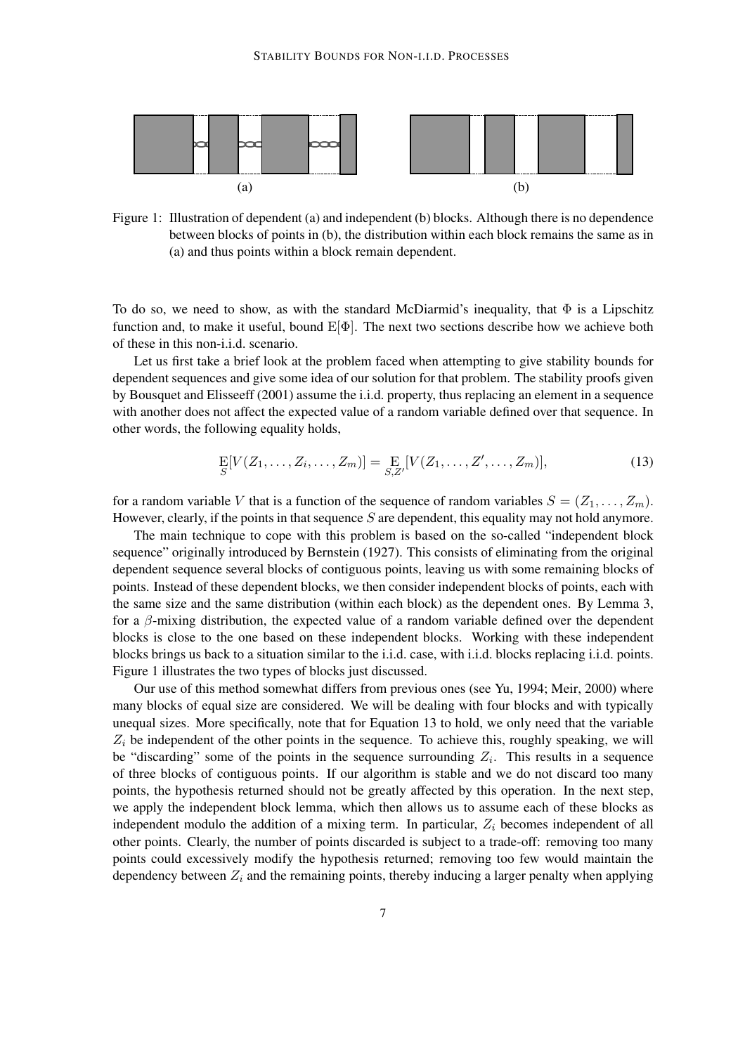(a) (b)

Figure 1: Illustration of dependent (a) and independent (b) blocks. Although there is no dependence between blocks of points in (b), the distribution within each block remains the same as in (a) and thus points within a block remain dependent.

To do so, we need to show, as with the standard McDiarmid's inequality, that $\Phi$ is a Lipschitz function and, to make it useful, bound $\mathrm{E}[\Phi]$. The next two sections describe how we achieve both of these in this non-i.i.d. scenario.

Let us first take a brief look at the problem faced when attempting to give stability bounds for dependent sequences and give some idea of our solution for that problem. The stability proofs given by Bousquet and Elisseeff (2001) assume the i.i.d. property, thus replacing an element in a sequence with another does not affect the expected value of a random variable defined over that sequence. In other words, the following equality holds,

$$\mathop{\mathrm{E}}_{S}[V(Z_1, \ldots, Z_i, \ldots, Z_m)] = \mathop{\mathrm{E}}_{S,Z'}[V(Z_1, \ldots, Z', \ldots, Z_m)], \tag{13}$$

for a random variable $V$ that is a function of the sequence of random variables $S = (Z_1, \ldots, Z_m)$. However, clearly, if the points in that sequence $S$ are dependent, this equality may not hold anymore.

The main technique to cope with this problem is based on the so-called "independent block sequence" originally introduced by Bernstein (1927). This consists of eliminating from the original dependent sequence several blocks of contiguous points, leaving us with some remaining blocks of points. Instead of these dependent blocks, we then consider independent blocks of points, each with the same size and the same distribution (within each block) as the dependent ones. By Lemma 3, for a $\beta$-mixing distribution, the expected value of a random variable defined over the dependent blocks is close to the one based on these independent blocks. Working with these independent blocks brings us back to a situation similar to the i.i.d. case, with i.i.d. blocks replacing i.i.d. points. Figure 1 illustrates the two types of blocks just discussed.

Our use of this method somewhat differs from previous ones (see Yu, 1994; Meir, 2000) where many blocks of equal size are considered. We will be dealing with four blocks and with typically unequal sizes. More specifically, note that for Equation 13 to hold, we only need that the variable $Z_i$ be independent of the other points in the sequence. To achieve this, roughly speaking, we will be "discarding" some of the points in the sequence surrounding $Z_i$. This results in a sequence of three blocks of contiguous points. If our algorithm is stable and we do not discard too many points, the hypothesis returned should not be greatly affected by this operation. In the next step, we apply the independent block lemma, which then allows us to assume each of these blocks as independent modulo the addition of a mixing term. In particular, $Z_i$ becomes independent of all other points. Clearly, the number of points discarded is subject to a trade-off: removing too many points could excessively modify the hypothesis returned; removing too few would maintain the dependency between $Z_i$ and the remaining points, thereby inducing a larger penalty when applying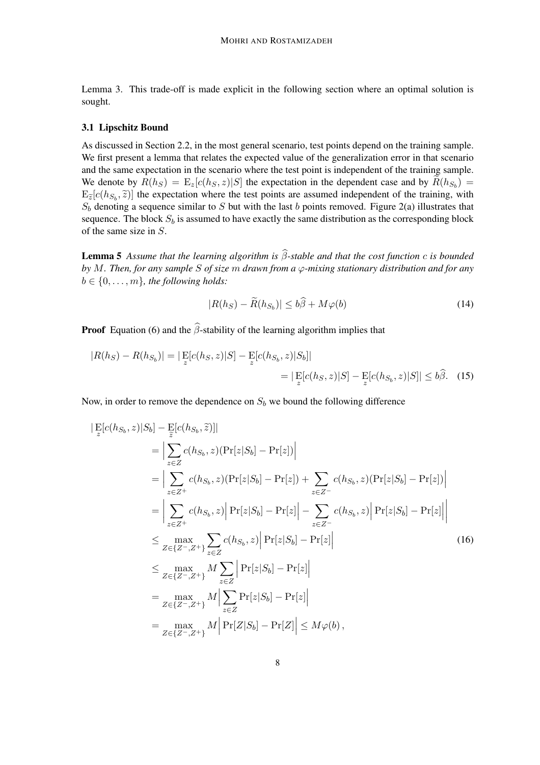Lemma 3. This trade-off is made explicit in the following section where an optimal solution is sought.

### 3.1 Lipschitz Bound

As discussed in Section 2.2, in the most general scenario, test points depend on the training sample. We first present a lemma that relates the expected value of the generalization error in that scenario and the same expectation in the scenario where the test point is independent of the training sample. We denote by $R(h_S) = \mathrm{E}_z[c(h_S, z)|S]$ the expectation in the dependent case and by $\widetilde{R}(h_{S_b}) = \mathrm{E}_{\widetilde{z}}[c(h_{S_b}, \widetilde{z})]$ the expectation where the test points are assumed independent of the training, with $S_b$ denoting a sequence similar to $S$ but with the last $b$ points removed. Figure 2(a) illustrates that sequence. The block $S_b$ is assumed to have exactly the same distribution as the corresponding block of the same size in $S$.

**Lemma 5** *Assume that the learning algorithm is $\widehat{\beta}$-stable and that the cost function $c$ is bounded by $M$. Then, for any sample $S$ of size $m$ drawn from a $\varphi$-mixing stationary distribution and for any $b \in \{0, \ldots, m\}$, the following holds:*

$$|R(h_S) - \widetilde{R}(h_{S_b})| \leq b\widehat{\beta} + M\varphi(b) \tag{14}$$

**Proof** Equation (6) and the $\widehat{\beta}$-stability of the learning algorithm implies that

$$\begin{aligned}|R(h_S) - R(h_{S_b})| &= |\mathop{\mathrm{E}}_z[c(h_S, z)|S] - \mathop{\mathrm{E}}_z[c(h_{S_b}, z)|S_b]| \\ &= |\mathop{\mathrm{E}}_z[c(h_S, z)|S] - \mathop{\mathrm{E}}_z[c(h_{S_b}, z)|S]| \leq b\widehat{\beta}. \end{aligned} \tag{15}$$

Now, in order to remove the dependence on $S_b$ we bound the following difference

$$\begin{aligned}
&|\mathop{\mathrm{E}}_z[c(h_{S_b}, z)|S_b] - \mathop{\mathrm{E}}_{\widetilde{z}}[c(h_{S_b}, \widetilde{z})]| \\
&\quad = \Big| \sum_{z \in Z} c(h_{S_b}, z)(\Pr[z|S_b] - \Pr[z]) \Big| \\
&\quad = \Big| \sum_{z \in Z^+} c(h_{S_b}, z)(\Pr[z|S_b] - \Pr[z]) + \sum_{z \in Z^-} c(h_{S_b}, z)(\Pr[z|S_b] - \Pr[z]) \Big| \\
&\quad = \Big| \sum_{z \in Z^+} c(h_{S_b}, z)\Big|\Pr[z|S_b] - \Pr[z]\Big| - \sum_{z \in Z^-} c(h_{S_b}, z)\Big|\Pr[z|S_b] - \Pr[z]\Big|\Big| \\
&\quad \leq \max_{Z \in \{Z^-, Z^+\}} \sum_{z \in Z} c(h_{S_b}, z)\Big|\Pr[z|S_b] - \Pr[z]\Big| \qquad (16) \\
&\quad \leq \max_{Z \in \{Z^-, Z^+\}} M \sum_{z \in Z}\Big|\Pr[z|S_b] - \Pr[z]\Big| \\
&\quad = \max_{Z \in \{Z^-, Z^+\}} M \Big|\sum_{z \in Z}\Pr[z|S_b] - \Pr[z]\Big| \\
&\quad = \max_{Z \in \{Z^-, Z^+\}} M \Big|\Pr[Z|S_b] - \Pr[Z]\Big| \leq M\varphi(b),
\end{aligned}$$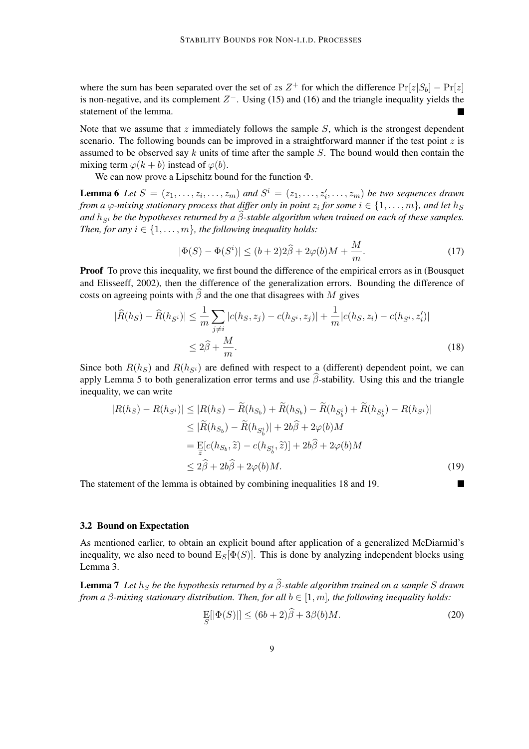where the sum has been separated over the set of $z$s $Z^+$ for which the difference $\Pr[z|S_b] - \Pr[z]$ is non-negative, and its complement $Z^-$. Using (15) and (16) and the triangle inequality yields the statement of the lemma. ■

Note that we assume that $z$ immediately follows the sample $S$, which is the strongest dependent scenario. The following bounds can be improved in a straightforward manner if the test point $z$ is assumed to be observed say $k$ units of time after the sample $S$. The bound would then contain the mixing term $\varphi(k+b)$ instead of $\varphi(b)$.

We can now prove a Lipschitz bound for the function $\Phi$.

**Lemma 6** *Let $S = (z_1, \ldots, z_i, \ldots, z_m)$ and $S^i = (z_1, \ldots, z_i', \ldots, z_m)$ be two sequences drawn from a $\varphi$-mixing stationary process that differ only in point $z_i$ for some $i \in \{1, \ldots, m\}$, and let $h_S$ and $h_{S^i}$ be the hypotheses returned by a $\widehat{\beta}$-stable algorithm when trained on each of these samples. Then, for any $i \in \{1, \ldots, m\}$, the following inequality holds:*

$$|\Phi(S) - \Phi(S^i)| \le (b+2)2\widehat{\beta} + 2\varphi(b)M + \frac{M}{m}. \tag{17}$$

**Proof** To prove this inequality, we first bound the difference of the empirical errors as in (Bousquet and Elisseeff, 2002), then the difference of the generalization errors. Bounding the difference of costs on agreeing points with $\widehat{\beta}$ and the one that disagrees with $M$ gives

$$\begin{aligned}
|\widehat{R}(h_S) - \widehat{R}(h_{S^i})| &\le \frac{1}{m} \sum_{j \neq i} |c(h_S, z_j) - c(h_{S^i}, z_j)| + \frac{1}{m} |c(h_S, z_i) - c(h_{S^i}, z_i')| \\
&\le 2\widehat{\beta} + \frac{M}{m}.
\end{aligned} \tag{18}$$

Since both $R(h_S)$ and $R(h_{S^i})$ are defined with respect to a (different) dependent point, we can apply Lemma 5 to both generalization error terms and use $\widehat{\beta}$-stability. Using this and the triangle inequality, we can write

$$\begin{aligned}
|R(h_S) - R(h_{S^i})| &\le |R(h_S) - \widetilde{R}(h_{S_b}) + \widetilde{R}(h_{S_b}) - \widetilde{R}(h_{S_b^i}) + \widetilde{R}(h_{S_b^i}) - R(h_{S^i})| \\
&\le |\widetilde{R}(h_{S_b}) - \widetilde{R}(h_{S_b^i})| + 2b\widehat{\beta} + 2\varphi(b)M \\
&= \mathop{\mathrm{E}}_{\widetilde{z}}[c(h_{S_b}, \widetilde{z}) - c(h_{S_b^i}, \widetilde{z})] + 2b\widehat{\beta} + 2\varphi(b)M \\
&\le 2\widehat{\beta} + 2b\widehat{\beta} + 2\varphi(b)M.
\end{aligned} \tag{19}$$

The statement of the lemma is obtained by combining inequalities 18 and 19. ■

### 3.2 Bound on Expectation

As mentioned earlier, to obtain an explicit bound after application of a generalized McDiarmid's inequality, we also need to bound $\mathrm{E}_S[\Phi(S)]$. This is done by analyzing independent blocks using Lemma 3.

**Lemma 7** *Let $h_S$ be the hypothesis returned by a $\widehat{\beta}$-stable algorithm trained on a sample $S$ drawn from a $\beta$-mixing stationary distribution. Then, for all $b \in [1, m]$, the following inequality holds:*

$$\mathop{\mathrm{E}}_S[|\Phi(S)|] \le (6b+2)\widehat{\beta} + 3\beta(b)M. \tag{20}$$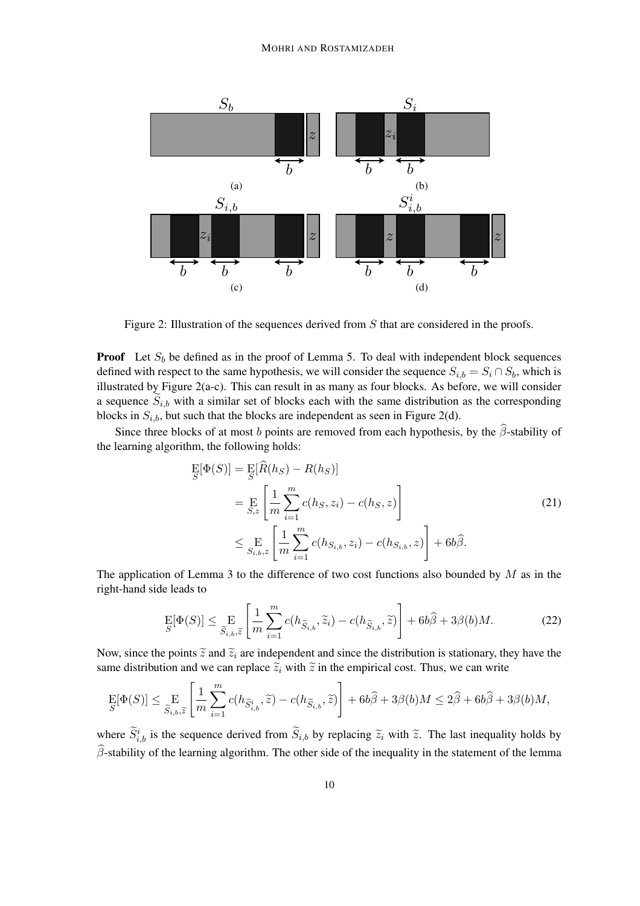Figure 2: Illustration of the sequences derived from $S$ that are considered in the proofs.

**Proof** Let $S_b$ be defined as in the proof of Lemma 5. To deal with independent block sequences defined with respect to the same hypothesis, we will consider the sequence $S_{i,b} = S_i \cap S_b$, which is illustrated by Figure 2(a-c). This can result in as many as four blocks. As before, we will consider a sequence $\widetilde{S}_{i,b}$ with a similar set of blocks each with the same distribution as the corresponding blocks in $S_{i,b}$, but such that the blocks are independent as seen in Figure 2(d).

Since three blocks of at most $b$ points are removed from each hypothesis, by the $\widehat{\beta}$-stability of the learning algorithm, the following holds:

$$\begin{aligned}
\mathop{\mathrm{E}}_{S}[\Phi(S)] &= \mathop{\mathrm{E}}_{S}[\widehat{R}(h_S) - R(h_S)] \\
&= \mathop{\mathrm{E}}_{S,z}\left[\frac{1}{m}\sum_{i=1}^{m} c(h_S, z_i) - c(h_S, z)\right] \\
&\leq \mathop{\mathrm{E}}_{S_{i,b},z}\left[\frac{1}{m}\sum_{i=1}^{m} c(h_{S_{i,b}}, z_i) - c(h_{S_{i,b}}, z)\right] + 6b\widehat{\beta}.
\end{aligned} \tag{21}$$

The application of Lemma 3 to the difference of two cost functions also bounded by $M$ as in the right-hand side leads to

$$\mathop{\mathrm{E}}_{S}[\Phi(S)] \leq \mathop{\mathrm{E}}_{\widetilde{S}_{i,b},\widetilde{z}}\left[\frac{1}{m}\sum_{i=1}^{m} c(h_{\widetilde{S}_{i,b}}, \widetilde{z}_i) - c(h_{\widetilde{S}_{i,b}}, \widetilde{z})\right] + 6b\widehat{\beta} + 3\beta(b)M. \tag{22}$$

Now, since the points $\widetilde{z}$ and $\widetilde{z}_i$ are independent and since the distribution is stationary, they have the same distribution and we can replace $\widetilde{z}_i$ with $\widetilde{z}$ in the empirical cost. Thus, we can write

$$\mathop{\mathrm{E}}_{S}[\Phi(S)] \leq \mathop{\mathrm{E}}_{\widetilde{S}_{i,b},\widetilde{z}}\left[\frac{1}{m}\sum_{i=1}^{m} c(h_{\widetilde{S}^i_{i,b}}, \widetilde{z}) - c(h_{\widetilde{S}_{i,b}}, \widetilde{z})\right] + 6b\widehat{\beta} + 3\beta(b)M \leq 2\widehat{\beta} + 6b\widehat{\beta} + 3\beta(b)M,$$

where $\widetilde{S}^i_{i,b}$ is the sequence derived from $\widetilde{S}_{i,b}$ by replacing $\widetilde{z}_i$ with $\widetilde{z}$. The last inequality holds by $\widehat{\beta}$-stability of the learning algorithm. The other side of the inequality in the statement of the lemma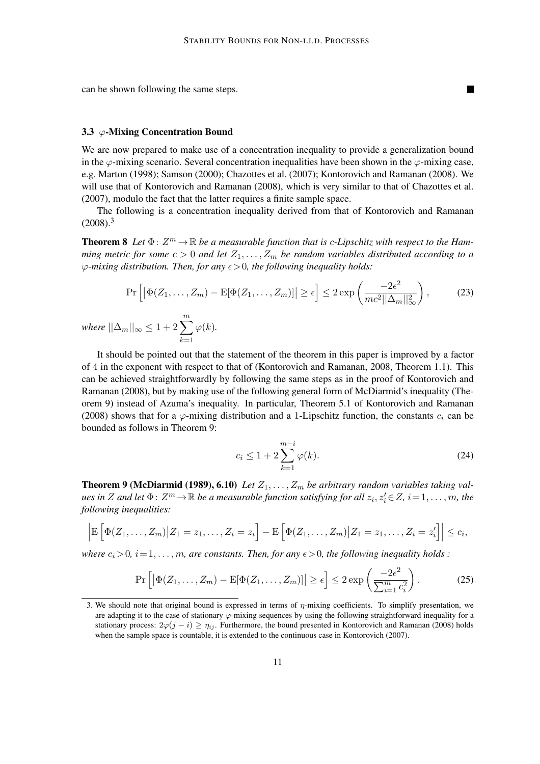can be shown following the same steps. ■

### 3.3 $\varphi$-Mixing Concentration Bound

We are now prepared to make use of a concentration inequality to provide a generalization bound in the $\varphi$-mixing scenario. Several concentration inequalities have been shown in the $\varphi$-mixing case, e.g. Marton (1998); Samson (2000); Chazottes et al. (2007); Kontorovich and Ramanan (2008). We will use that of Kontorovich and Ramanan (2008), which is very similar to that of Chazottes et al. (2007), modulo the fact that the latter requires a finite sample space.

The following is a concentration inequality derived from that of Kontorovich and Ramanan (2008).[3]

**Theorem 8** *Let $\Phi\colon Z^m \to \mathbb{R}$ be a measurable function that is $c$-Lipschitz with respect to the Hamming metric for some $c > 0$ and let $Z_1, \ldots, Z_m$ be random variables distributed according to a $\varphi$-mixing distribution. Then, for any $\epsilon > 0$, the following inequality holds:*

$$\Pr\Big[\big|\Phi(Z_1, \ldots, Z_m) - \mathrm{E}[\Phi(Z_1, \ldots, Z_m)]\big| \geq \epsilon\Big] \leq 2\exp\left(\frac{-2\epsilon^2}{mc^2 ||\Delta_m||_\infty^2}\right), \tag{23}$$

*where $||\Delta_m||_\infty \leq 1 + 2\sum_{k=1}^{m} \varphi(k)$.*

It should be pointed out that the statement of the theorem in this paper is improved by a factor of 4 in the exponent with respect to that of (Kontorovich and Ramanan, 2008, Theorem 1.1). This can be achieved straightforwardly by following the same steps as in the proof of Kontorovich and Ramanan (2008), but by making use of the following general form of McDiarmid's inequality (Theorem 9) instead of Azuma's inequality. In particular, Theorem 5.1 of Kontorovich and Ramanan (2008) shows that for a $\varphi$-mixing distribution and a 1-Lipschitz function, the constants $c_i$ can be bounded as follows in Theorem 9:

$$c_i \leq 1 + 2\sum_{k=1}^{m-i} \varphi(k). \tag{24}$$

**Theorem 9 (McDiarmid (1989), 6.10)** *Let $Z_1, \ldots, Z_m$ be arbitrary random variables taking values in $Z$ and let $\Phi\colon Z^m \to \mathbb{R}$ be a measurable function satisfying for all $z_i, z_i' \in Z$, $i = 1, \ldots, m$, the following inequalities:*

$$\Big|\mathrm{E}\Big[\Phi(Z_1, \ldots, Z_m)\big|Z_1 = z_1, \ldots, Z_i = z_i\Big] - \mathrm{E}\Big[\Phi(Z_1, \ldots, Z_m)\big|Z_1 = z_1, \ldots, Z_i = z_i'\Big]\Big| \leq c_i,$$

*where $c_i > 0$, $i = 1, \ldots, m$, are constants. Then, for any $\epsilon > 0$, the following inequality holds :*

$$\Pr\Big[\big|\Phi(Z_1, \ldots, Z_m) - \mathrm{E}[\Phi(Z_1, \ldots, Z_m)]\big| \geq \epsilon\Big] \leq 2\exp\left(\frac{-2\epsilon^2}{\sum_{i=1}^m c_i^2}\right). \tag{25}$$

---

3. We should note that original bound is expressed in terms of $\eta$-mixing coefficients. To simplify presentation, we are adapting it to the case of stationary $\varphi$-mixing sequences by using the following straightforward inequality for a stationary process: $2\varphi(j - i) \geq \eta_{ij}$. Furthermore, the bound presented in Kontorovich and Ramanan (2008) holds when the sample space is countable, it is extended to the continuous case in Kontorovich (2007).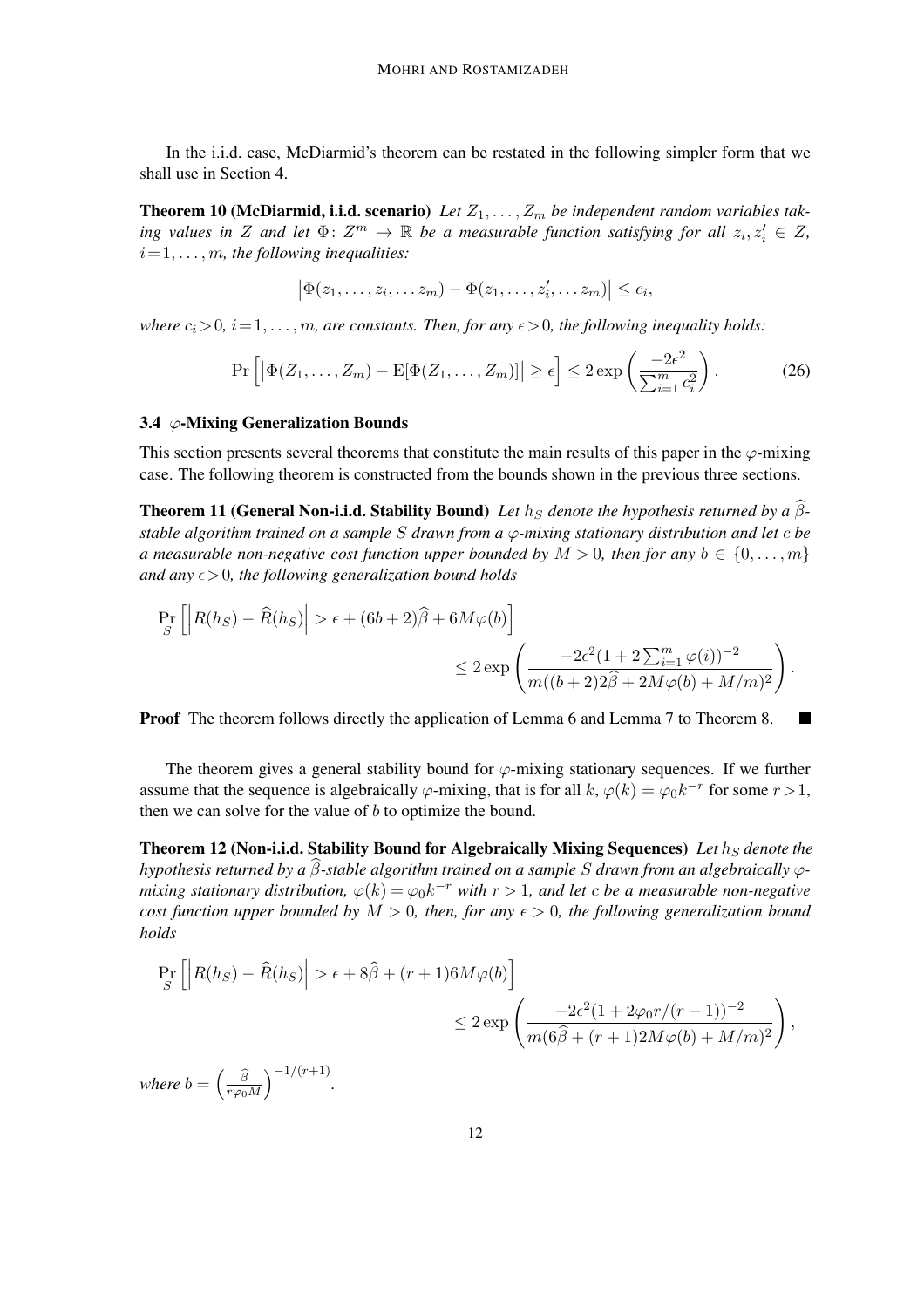In the i.i.d. case, McDiarmid's theorem can be restated in the following simpler form that we shall use in Section 4.

**Theorem 10 (McDiarmid, i.i.d. scenario)** *Let $Z_1, \ldots, Z_m$ be independent random variables taking values in $Z$ and let $\Phi\colon Z^m \to \mathbb{R}$ be a measurable function satisfying for all $z_i, z_i' \in Z$, $i = 1, \ldots, m$, the following inequalities:*

$$\left|\Phi(z_1, \ldots, z_i, \ldots z_m) - \Phi(z_1, \ldots, z_i', \ldots z_m)\right| \leq c_i,$$

*where $c_i > 0$, $i = 1, \ldots, m$, are constants. Then, for any $\epsilon > 0$, the following inequality holds:*

$$\Pr\Big[\big|\Phi(Z_1, \ldots, Z_m) - \mathrm{E}[\Phi(Z_1, \ldots, Z_m)]\big| \geq \epsilon\Big] \leq 2\exp\left(\frac{-2\epsilon^2}{\sum_{i=1}^m c_i^2}\right). \tag{26}$$

### 3.4 $\varphi$-Mixing Generalization Bounds

This section presents several theorems that constitute the main results of this paper in the $\varphi$-mixing case. The following theorem is constructed from the bounds shown in the previous three sections.

**Theorem 11 (General Non-i.i.d. Stability Bound)** *Let $h_S$ denote the hypothesis returned by a $\widehat{\beta}$-stable algorithm trained on a sample $S$ drawn from a $\varphi$-mixing stationary distribution and let $c$ be a measurable non-negative cost function upper bounded by $M > 0$, then for any $b \in \{0, \ldots, m\}$ and any $\epsilon > 0$, the following generalization bound holds*

$$\Pr_S\Big[\Big|R(h_S) - \widehat{R}(h_S)\Big| > \epsilon + (6b+2)\widehat{\beta} + 6M\varphi(b)\Big] \leq 2\exp\left(\frac{-2\epsilon^2(1 + 2\sum_{i=1}^m \varphi(i))^{-2}}{m((b+2)2\widehat{\beta} + 2M\varphi(b) + M/m)^2}\right).$$

**Proof** The theorem follows directly the application of Lemma 6 and Lemma 7 to Theorem 8. ■

The theorem gives a general stability bound for $\varphi$-mixing stationary sequences. If we further assume that the sequence is algebraically $\varphi$-mixing, that is for all $k$, $\varphi(k) = \varphi_0 k^{-r}$ for some $r > 1$, then we can solve for the value of $b$ to optimize the bound.

**Theorem 12 (Non-i.i.d. Stability Bound for Algebraically Mixing Sequences)** *Let $h_S$ denote the hypothesis returned by a $\widehat{\beta}$-stable algorithm trained on a sample $S$ drawn from an algebraically $\varphi$-mixing stationary distribution, $\varphi(k) = \varphi_0 k^{-r}$ with $r > 1$, and let $c$ be a measurable non-negative cost function upper bounded by $M > 0$, then, for any $\epsilon > 0$, the following generalization bound holds*

$$\Pr_S\Big[\Big|R(h_S) - \widehat{R}(h_S)\Big| > \epsilon + 8\widehat{\beta} + (r+1)6M\varphi(b)\Big] \leq 2\exp\left(\frac{-2\epsilon^2(1 + 2\varphi_0 r/(r-1))^{-2}}{m(6\widehat{\beta} + (r+1)2M\varphi(b) + M/m)^2}\right),$$

*where $b = \left(\frac{\widehat{\beta}}{r\varphi_0 M}\right)^{-1/(r+1)}$.*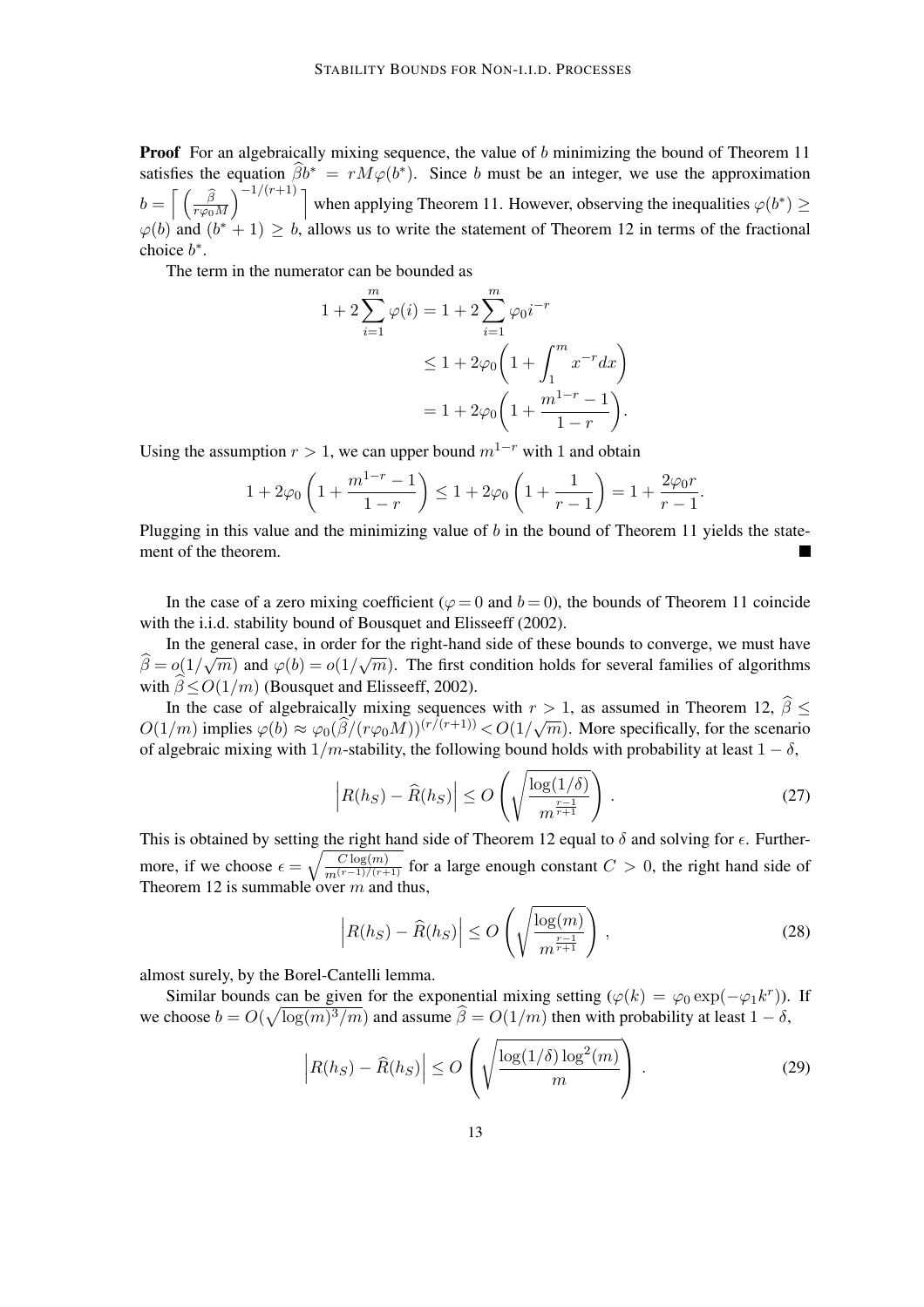**Proof** For an algebraically mixing sequence, the value of $b$ minimizing the bound of Theorem 11 satisfies the equation $\widehat{\beta} b^* = rM\varphi(b^*)$. Since $b$ must be an integer, we use the approximation $b = \left\lceil \left( \frac{\widehat{\beta}}{r\varphi_0 M} \right)^{-1/(r+1)} \right\rceil$ when applying Theorem 11. However, observing the inequalities $\varphi(b^*) \geq \varphi(b)$ and $(b^* + 1) \geq b$, allows us to write the statement of Theorem 12 in terms of the fractional choice $b^*$.

The term in the numerator can be bounded as

$$
\begin{aligned}
1 + 2\sum_{i=1}^{m} \varphi(i) &= 1 + 2\sum_{i=1}^{m} \varphi_0 i^{-r} \\
&\leq 1 + 2\varphi_0 \bigg( 1 + \int_1^m x^{-r} dx \bigg) \\
&= 1 + 2\varphi_0 \bigg( 1 + \frac{m^{1-r} - 1}{1 - r} \bigg).
\end{aligned}
$$

Using the assumption $r > 1$, we can upper bound $m^{1-r}$ with 1 and obtain

$$
1 + 2\varphi_0 \left( 1 + \frac{m^{1-r} - 1}{1 - r} \right) \leq 1 + 2\varphi_0 \left( 1 + \frac{1}{r - 1} \right) = 1 + \frac{2\varphi_0 r}{r - 1}.
$$

Plugging in this value and the minimizing value of $b$ in the bound of Theorem 11 yields the statement of the theorem. ■

In the case of a zero mixing coefficient ($\varphi = 0$ and $b = 0$), the bounds of Theorem 11 coincide with the i.i.d. stability bound of Bousquet and Elisseeff (2002).

In the general case, in order for the right-hand side of these bounds to converge, we must have $\widehat{\beta} = o(1/\sqrt{m})$ and $\varphi(b) = o(1/\sqrt{m})$. The first condition holds for several families of algorithms with $\widehat{\beta} \leq O(1/m)$ (Bousquet and Elisseeff, 2002).

In the case of algebraically mixing sequences with $r > 1$, as assumed in Theorem 12, $\widehat{\beta} \leq O(1/m)$ implies $\varphi(b) \approx \varphi_0 (\widehat{\beta}/(r\varphi_0 M))^{(r/(r+1))} < O(1/\sqrt{m})$. More specifically, for the scenario of algebraic mixing with $1/m$-stability, the following bound holds with probability at least $1 - \delta$,

$$
\left| R(h_S) - \widehat{R}(h_S) \right| \leq O \left( \sqrt{\frac{\log(1/\delta)}{m^{\frac{r-1}{r+1}}}} \right) . \tag{27}
$$

This is obtained by setting the right hand side of Theorem 12 equal to $\delta$ and solving for $\epsilon$. Furthermore, if we choose $\epsilon = \sqrt{\frac{C \log(m)}{m^{(r-1)/(r+1)}}}$ for a large enough constant $C > 0$, the right hand side of Theorem 12 is summable over $m$ and thus,

$$
\left| R(h_S) - \widehat{R}(h_S) \right| \leq O \left( \sqrt{\frac{\log(m)}{m^{\frac{r-1}{r+1}}}} \right) , \tag{28}
$$

almost surely, by the Borel-Cantelli lemma.

Similar bounds can be given for the exponential mixing setting ($\varphi(k) = \varphi_0 \exp(-\varphi_1 k^r)$). If we choose $b = O(\sqrt{\log(m)^3/m})$ and assume $\widehat{\beta} = O(1/m)$ then with probability at least $1 - \delta$,

$$
\left| R(h_S) - \widehat{R}(h_S) \right| \leq O \left( \sqrt{\frac{\log(1/\delta) \log^2(m)}{m}} \right) . \tag{29}
$$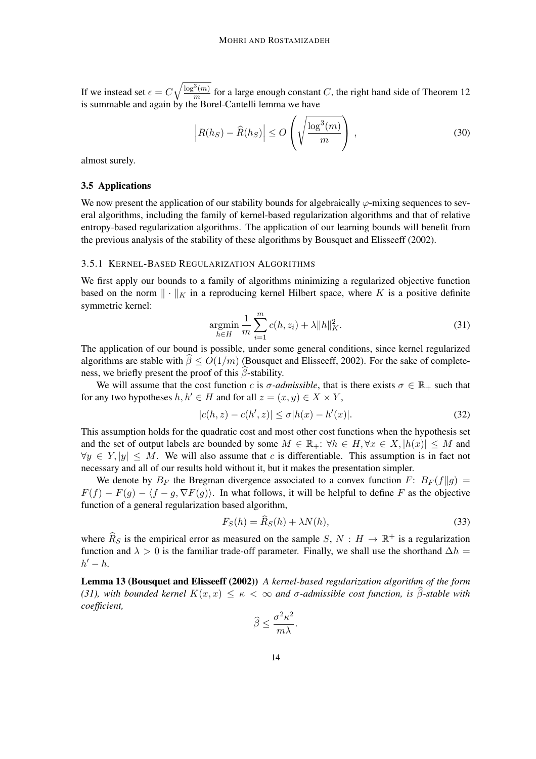If we instead set $\epsilon = C\sqrt{\frac{\log^3(m)}{m}}$ for a large enough constant $C$, the right hand side of Theorem 12 is summable and again by the Borel-Cantelli lemma we have

$$\left|R(h_S) - \widehat{R}(h_S)\right| \leq O\left(\sqrt{\frac{\log^3(m)}{m}}\right), \tag{30}$$

almost surely.

### 3.5 Applications

We now present the application of our stability bounds for algebraically $\varphi$-mixing sequences to several algorithms, including the family of kernel-based regularization algorithms and that of relative entropy-based regularization algorithms. The application of our learning bounds will benefit from the previous analysis of the stability of these algorithms by Bousquet and Elisseeff (2002).

#### 3.5.1 Kernel-Based Regularization Algorithms

We first apply our bounds to a family of algorithms minimizing a regularized objective function based on the norm $\|\cdot\|_K$ in a reproducing kernel Hilbert space, where $K$ is a positive definite symmetric kernel:

$$\operatorname*{argmin}_{h \in H} \frac{1}{m}\sum_{i=1}^{m} c(h, z_i) + \lambda \|h\|_K^2. \tag{31}$$

The application of our bound is possible, under some general conditions, since kernel regularized algorithms are stable with $\widehat{\beta} \leq O(1/m)$ (Bousquet and Elisseeff, 2002). For the sake of completeness, we briefly present the proof of this $\widehat{\beta}$-stability.

We will assume that the cost function $c$ is *$\sigma$-admissible*, that is there exists $\sigma \in \mathbb{R}_+$ such that for any two hypotheses $h, h' \in H$ and for all $z = (x, y) \in X \times Y$,

$$|c(h, z) - c(h', z)| \leq \sigma |h(x) - h'(x)|. \tag{32}$$

This assumption holds for the quadratic cost and most other cost functions when the hypothesis set and the set of output labels are bounded by some $M \in \mathbb{R}_+$: $\forall h \in H, \forall x \in X, |h(x)| \leq M$ and $\forall y \in Y, |y| \leq M$. We will also assume that $c$ is differentiable. This assumption is in fact not necessary and all of our results hold without it, but it makes the presentation simpler.

We denote by $B_F$ the Bregman divergence associated to a convex function $F$: $B_F(f\|g) = F(f) - F(g) - \langle f - g, \nabla F(g)\rangle$. In what follows, it will be helpful to define $F$ as the objective function of a general regularization based algorithm,

$$F_S(h) = \widehat{R}_S(h) + \lambda N(h), \tag{33}$$

where $\widehat{R}_S$ is the empirical error as measured on the sample $S$, $N : H \to \mathbb{R}^+$ is a regularization function and $\lambda > 0$ is the familiar trade-off parameter. Finally, we shall use the shorthand $\Delta h = h' - h$.

**Lemma 13 (Bousquet and Elisseeff (2002))** *A kernel-based regularization algorithm of the form (31), with bounded kernel $K(x, x) \leq \kappa < \infty$ and $\sigma$-admissible cost function, is $\widehat{\beta}$-stable with coefficient,*

$$\widehat{\beta} \leq \frac{\sigma^2 \kappa^2}{m\lambda}.$$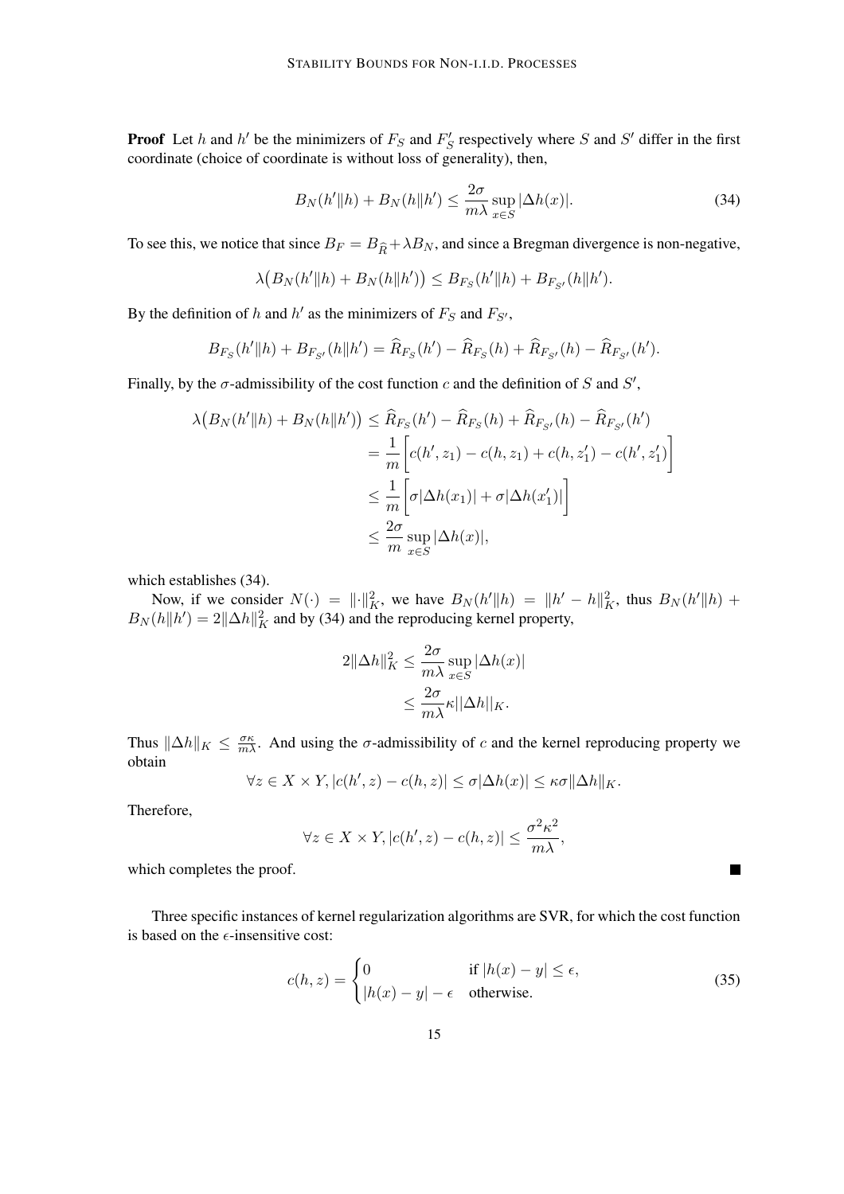**Proof** Let $h$ and $h'$ be the minimizers of $F_S$ and $F'_S$ respectively where $S$ and $S'$ differ in the first coordinate (choice of coordinate is without loss of generality), then,

$$B_N(h'\|h) + B_N(h\|h') \leq \frac{2\sigma}{m\lambda} \sup_{x \in S} |\Delta h(x)|. \tag{34}$$

To see this, we notice that since $B_F = B_{\widehat{R}} + \lambda B_N$, and since a Bregman divergence is non-negative,

$$\lambda\big(B_N(h'\|h) + B_N(h\|h')\big) \leq B_{F_S}(h'\|h) + B_{F_{S'}}(h\|h').$$

By the definition of $h$ and $h'$ as the minimizers of $F_S$ and $F_{S'}$,

$$B_{F_S}(h'\|h) + B_{F_{S'}}(h\|h') = \widehat{R}_{F_S}(h') - \widehat{R}_{F_S}(h) + \widehat{R}_{F_{S'}}(h) - \widehat{R}_{F_{S'}}(h').$$

Finally, by the $\sigma$-admissibility of the cost function $c$ and the definition of $S$ and $S'$,

$$\begin{aligned}
\lambda\big(B_N(h'\|h) + B_N(h\|h')\big) &\leq \widehat{R}_{F_S}(h') - \widehat{R}_{F_S}(h) + \widehat{R}_{F_{S'}}(h) - \widehat{R}_{F_{S'}}(h') \\
&= \frac{1}{m}\bigg[c(h', z_1) - c(h, z_1) + c(h, z'_1) - c(h', z'_1)\bigg] \\
&\leq \frac{1}{m}\bigg[\sigma|\Delta h(x_1)| + \sigma|\Delta h(x'_1)|\bigg] \\
&\leq \frac{2\sigma}{m} \sup_{x \in S} |\Delta h(x)|,
\end{aligned}$$

which establishes (34).

Now, if we consider $N(\cdot) = \|\cdot\|_K^2$, we have $B_N(h'\|h) = \|h' - h\|_K^2$, thus $B_N(h'\|h) + B_N(h\|h') = 2\|\Delta h\|_K^2$ and by (34) and the reproducing kernel property,

$$\begin{aligned}
2\|\Delta h\|_K^2 &\leq \frac{2\sigma}{m\lambda} \sup_{x \in S} |\Delta h(x)| \\
&\leq \frac{2\sigma}{m\lambda} \kappa ||\Delta h||_K.
\end{aligned}$$

Thus $\|\Delta h\|_K \leq \frac{\sigma\kappa}{m\lambda}$. And using the $\sigma$-admissibility of $c$ and the kernel reproducing property we obtain

$$\forall z \in X \times Y, |c(h', z) - c(h, z)| \leq \sigma|\Delta h(x)| \leq \kappa\sigma\|\Delta h\|_K.$$

Therefore,

$$\forall z \in X \times Y, |c(h', z) - c(h, z)| \leq \frac{\sigma^2\kappa^2}{m\lambda},$$

which completes the proof. ∎

Three specific instances of kernel regularization algorithms are SVR, for which the cost function is based on the $\epsilon$-insensitive cost:

$$c(h, z) = \begin{cases} 0 & \text{if } |h(x) - y| \leq \epsilon, \\ |h(x) - y| - \epsilon & \text{otherwise.} \end{cases} \tag{35}$$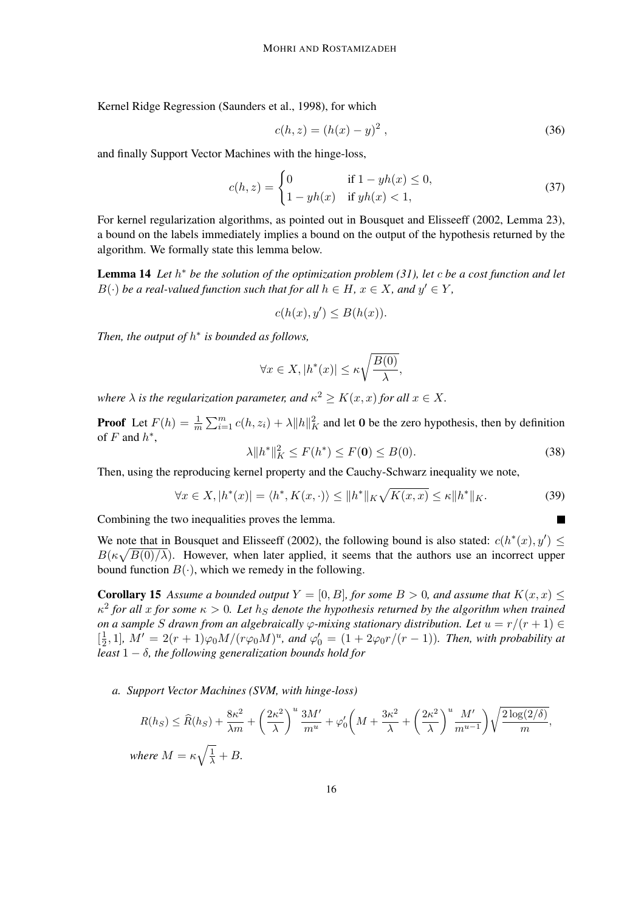Kernel Ridge Regression (Saunders et al., 1998), for which

$$c(h, z) = (h(x) - y)^2 \,, \tag{36}$$

and finally Support Vector Machines with the hinge-loss,

$$c(h, z) = \begin{cases} 0 & \text{if } 1 - yh(x) \leq 0, \\ 1 - yh(x) & \text{if } yh(x) < 1, \end{cases} \tag{37}$$

For kernel regularization algorithms, as pointed out in Bousquet and Elisseeff (2002, Lemma 23), a bound on the labels immediately implies a bound on the output of the hypothesis returned by the algorithm. We formally state this lemma below.

**Lemma 14** *Let $h^*$ be the solution of the optimization problem (31), let $c$ be a cost function and let $B(\cdot)$ be a real-valued function such that for all $h \in H$, $x \in X$, and $y' \in Y$,*

$$c(h(x), y') \leq B(h(x)).$$

*Then, the output of $h^*$ is bounded as follows,*

$$\forall x \in X, |h^*(x)| \leq \kappa \sqrt{\frac{B(0)}{\lambda}},$$

*where $\lambda$ is the regularization parameter, and $\kappa^2 \geq K(x, x)$ for all $x \in X$.*

**Proof** Let $F(h) = \frac{1}{m} \sum_{i=1}^{m} c(h, z_i) + \lambda \|h\|_K^2$ and let $\mathbf{0}$ be the zero hypothesis, then by definition of $F$ and $h^*$,

$$\lambda \|h^*\|_K^2 \leq F(h^*) \leq F(\mathbf{0}) \leq B(0). \tag{38}$$

Then, using the reproducing kernel property and the Cauchy-Schwarz inequality we note,

$$\forall x \in X, |h^*(x)| = \langle h^*, K(x, \cdot) \rangle \leq \|h^*\|_K \sqrt{K(x, x)} \leq \kappa \|h^*\|_K. \tag{39}$$

Combining the two inequalities proves the lemma. ∎

We note that in Bousquet and Elisseeff (2002), the following bound is also stated: $c(h^*(x), y') \leq B(\kappa \sqrt{B(0)/\lambda})$. However, when later applied, it seems that the authors use an incorrect upper bound function $B(\cdot)$, which we remedy in the following.

**Corollary 15** *Assume a bounded output $Y = [0, B]$, for some $B > 0$, and assume that $K(x, x) \leq \kappa^2$ for all $x$ for some $\kappa > 0$. Let $h_S$ denote the hypothesis returned by the algorithm when trained on a sample $S$ drawn from an algebraically $\varphi$-mixing stationary distribution. Let $u = r/(r+1) \in [\frac{1}{2}, 1]$, $M' = 2(r+1)\varphi_0 M/(r\varphi_0 M)^u$, and $\varphi_0' = (1 + 2\varphi_0 r/(r-1))$. Then, with probability at least $1 - \delta$, the following generalization bounds hold for*

*a. Support Vector Machines (SVM, with hinge-loss)*

$$R(h_S) \leq \widehat{R}(h_S) + \frac{8\kappa^2}{\lambda m} + \left(\frac{2\kappa^2}{\lambda}\right)^u \frac{3M'}{m^u} + \varphi_0' \left( M + \frac{3\kappa^2}{\lambda} + \left(\frac{2\kappa^2}{\lambda}\right)^u \frac{M'}{m^{u-1}} \right) \sqrt{\frac{2 \log(2/\delta)}{m}},$$

*where $M = \kappa \sqrt{\frac{1}{\lambda}} + B$.*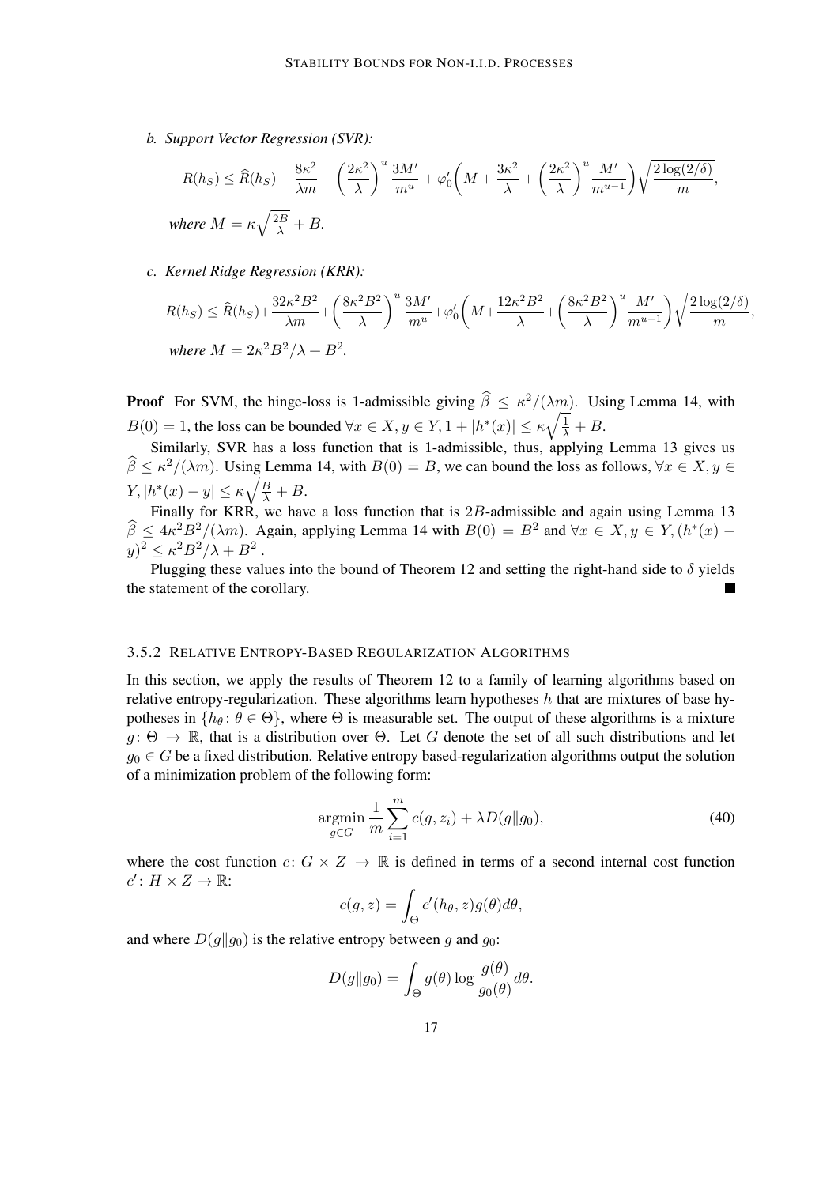*b. Support Vector Regression (SVR):*

$$R(h_S) \leq \widehat{R}(h_S) + \frac{8\kappa^2}{\lambda m} + \left(\frac{2\kappa^2}{\lambda}\right)^u \frac{3M'}{m^u} + \varphi_0'\left(M + \frac{3\kappa^2}{\lambda} + \left(\frac{2\kappa^2}{\lambda}\right)^u \frac{M'}{m^{u-1}}\right)\sqrt{\frac{2\log(2/\delta)}{m}},$$

*where* $M = \kappa\sqrt{\frac{2B}{\lambda}} + B$.

*c. Kernel Ridge Regression (KRR):*

$$R(h_S) \leq \widehat{R}(h_S) + \frac{32\kappa^2 B^2}{\lambda m} + \left(\frac{8\kappa^2 B^2}{\lambda}\right)^u \frac{3M'}{m^u} + \varphi_0'\left(M + \frac{12\kappa^2 B^2}{\lambda} + \left(\frac{8\kappa^2 B^2}{\lambda}\right)^u \frac{M'}{m^{u-1}}\right)\sqrt{\frac{2\log(2/\delta)}{m}},$$

*where* $M = 2\kappa^2 B^2/\lambda + B^2$.

**Proof** For SVM, the hinge-loss is 1-admissible giving $\widehat{\beta} \leq \kappa^2/(\lambda m)$. Using Lemma 14, with $B(0) = 1$, the loss can be bounded $\forall x \in X, y \in Y, 1 + |h^*(x)| \leq \kappa\sqrt{\frac{1}{\lambda}} + B$.

Similarly, SVR has a loss function that is 1-admissible, thus, applying Lemma 13 gives us $\widehat{\beta} \leq \kappa^2/(\lambda m)$. Using Lemma 14, with $B(0) = B$, we can bound the loss as follows, $\forall x \in X, y \in Y, |h^*(x) - y| \leq \kappa\sqrt{\frac{B}{\lambda}} + B$.

Finally for KRR, we have a loss function that is $2B$-admissible and again using Lemma 13 $\widehat{\beta} \leq 4\kappa^2 B^2/(\lambda m)$. Again, applying Lemma 14 with $B(0) = B^2$ and $\forall x \in X, y \in Y, (h^*(x) - y)^2 \leq \kappa^2 B^2/\lambda + B^2$.

Plugging these values into the bound of Theorem 12 and setting the right-hand side to $\delta$ yields the statement of the corollary. ■

### 3.5.2 Relative Entropy-Based Regularization Algorithms

In this section, we apply the results of Theorem 12 to a family of learning algorithms based on relative entropy-regularization. These algorithms learn hypotheses $h$ that are mixtures of base hypotheses in $\{h_\theta : \theta \in \Theta\}$, where $\Theta$ is measurable set. The output of these algorithms is a mixture $g : \Theta \to \mathbb{R}$, that is a distribution over $\Theta$. Let $G$ denote the set of all such distributions and let $g_0 \in G$ be a fixed distribution. Relative entropy based-regularization algorithms output the solution of a minimization problem of the following form:

$$\operatorname*{argmin}_{g \in G} \frac{1}{m} \sum_{i=1}^{m} c(g, z_i) + \lambda D(g \| g_0), \tag{40}$$

where the cost function $c : G \times Z \to \mathbb{R}$ is defined in terms of a second internal cost function $c' : H \times Z \to \mathbb{R}$:

$$c(g, z) = \int_\Theta c'(h_\theta, z) g(\theta) d\theta,$$

and where $D(g \| g_0)$ is the relative entropy between $g$ and $g_0$:

$$D(g \| g_0) = \int_\Theta g(\theta) \log \frac{g(\theta)}{g_0(\theta)} d\theta.$$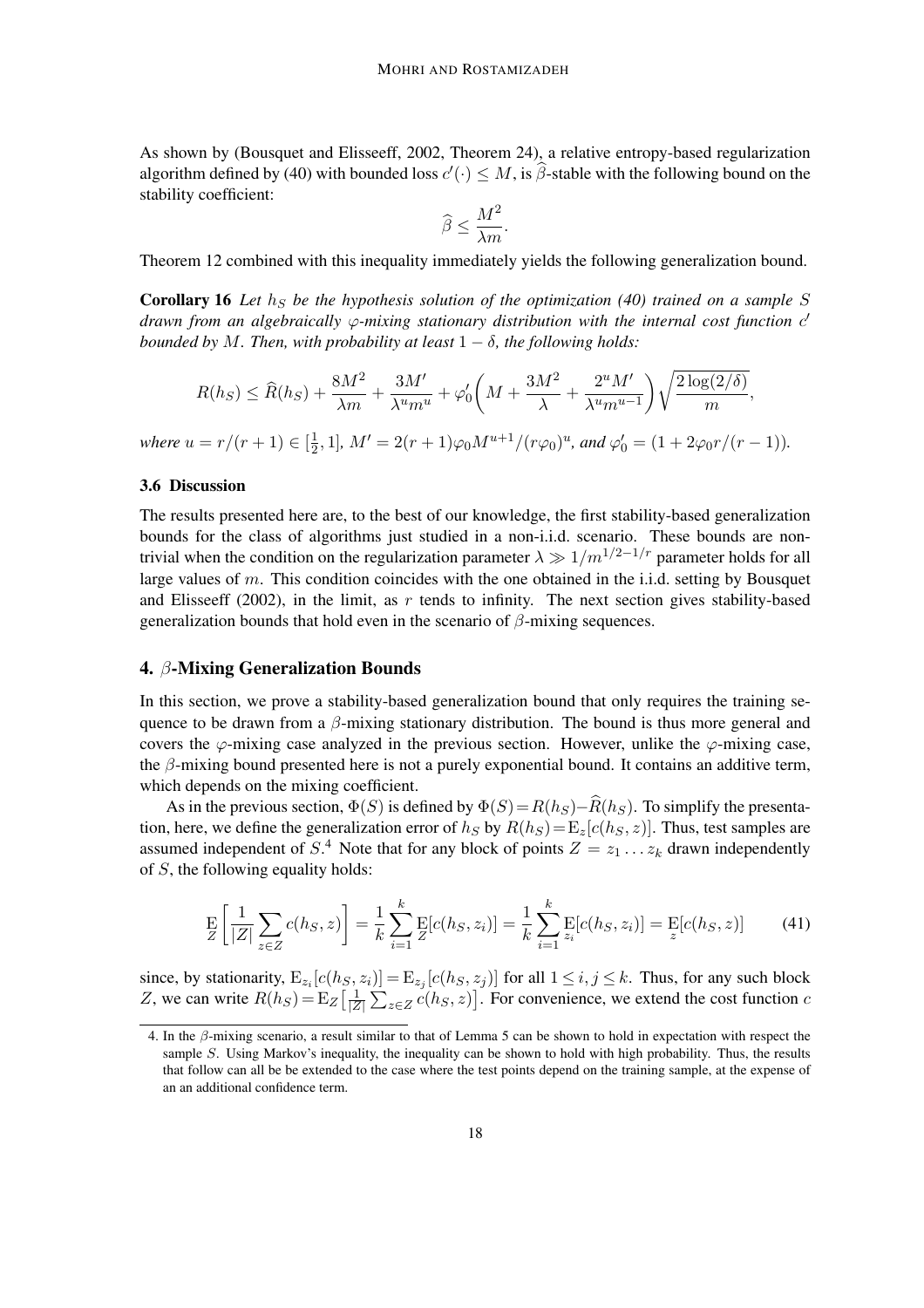As shown by (Bousquet and Elisseeff, 2002, Theorem 24), a relative entropy-based regularization algorithm defined by (40) with bounded loss $c'(\cdot) \leq M$, is $\widehat{\beta}$-stable with the following bound on the stability coefficient:

$$\widehat{\beta} \leq \frac{M^2}{\lambda m}.$$

Theorem 12 combined with this inequality immediately yields the following generalization bound.

**Corollary 16** *Let $h_S$ be the hypothesis solution of the optimization (40) trained on a sample $S$ drawn from an algebraically $\varphi$-mixing stationary distribution with the internal cost function $c'$ bounded by $M$. Then, with probability at least $1 - \delta$, the following holds:*

$$R(h_S) \leq \widehat{R}(h_S) + \frac{8M^2}{\lambda m} + \frac{3M'}{\lambda^u m^u} + \varphi_0'\bigg(M + \frac{3M^2}{\lambda} + \frac{2^u M'}{\lambda^u m^{u-1}}\bigg)\sqrt{\frac{2\log(2/\delta)}{m}},$$

*where $u = r/(r+1) \in [\frac{1}{2}, 1]$, $M' = 2(r+1)\varphi_0 M^{u+1}/(r\varphi_0)^u$, and $\varphi_0' = (1 + 2\varphi_0 r/(r-1))$.*

### 3.6 Discussion

The results presented here are, to the best of our knowledge, the first stability-based generalization bounds for the class of algorithms just studied in a non-i.i.d. scenario. These bounds are non-trivial when the condition on the regularization parameter $\lambda \gg 1/m^{1/2-1/r}$ parameter holds for all large values of $m$. This condition coincides with the one obtained in the i.i.d. setting by Bousquet and Elisseeff (2002), in the limit, as $r$ tends to infinity. The next section gives stability-based generalization bounds that hold even in the scenario of $\beta$-mixing sequences.

## 4. $\beta$-Mixing Generalization Bounds

In this section, we prove a stability-based generalization bound that only requires the training sequence to be drawn from a $\beta$-mixing stationary distribution. The bound is thus more general and covers the $\varphi$-mixing case analyzed in the previous section. However, unlike the $\varphi$-mixing case, the $\beta$-mixing bound presented here is not a purely exponential bound. It contains an additive term, which depends on the mixing coefficient.

As in the previous section, $\Phi(S)$ is defined by $\Phi(S) = R(h_S) - \widehat{R}(h_S)$. To simplify the presentation, here, we define the generalization error of $h_S$ by $R(h_S) = \mathrm{E}_z[c(h_S, z)]$. Thus, test samples are assumed independent of $S$.[4] Note that for any block of points $Z = z_1 \ldots z_k$ drawn independently of $S$, the following equality holds:

$$\mathop{\mathrm{E}}_{Z}\left[\frac{1}{|Z|}\sum_{z \in Z} c(h_S, z)\right] = \frac{1}{k}\sum_{i=1}^{k} \mathop{\mathrm{E}}_{Z}[c(h_S, z_i)] = \frac{1}{k}\sum_{i=1}^{k} \mathop{\mathrm{E}}_{z_i}[c(h_S, z_i)] = \mathop{\mathrm{E}}_{z}[c(h_S, z)] \tag{41}$$

since, by stationarity, $\mathrm{E}_{z_i}[c(h_S, z_i)] = \mathrm{E}_{z_j}[c(h_S, z_j)]$ for all $1 \leq i, j \leq k$. Thus, for any such block $Z$, we can write $R(h_S) = \mathrm{E}_Z\big[\frac{1}{|Z|}\sum_{z \in Z} c(h_S, z)\big]$. For convenience, we extend the cost function $c$

4. In the $\beta$-mixing scenario, a result similar to that of Lemma 5 can be shown to hold in expectation with respect the sample $S$. Using Markov's inequality, the inequality can be shown to hold with high probability. Thus, the results that follow can all be be extended to the case where the test points depend on the training sample, at the expense of an an additional confidence term.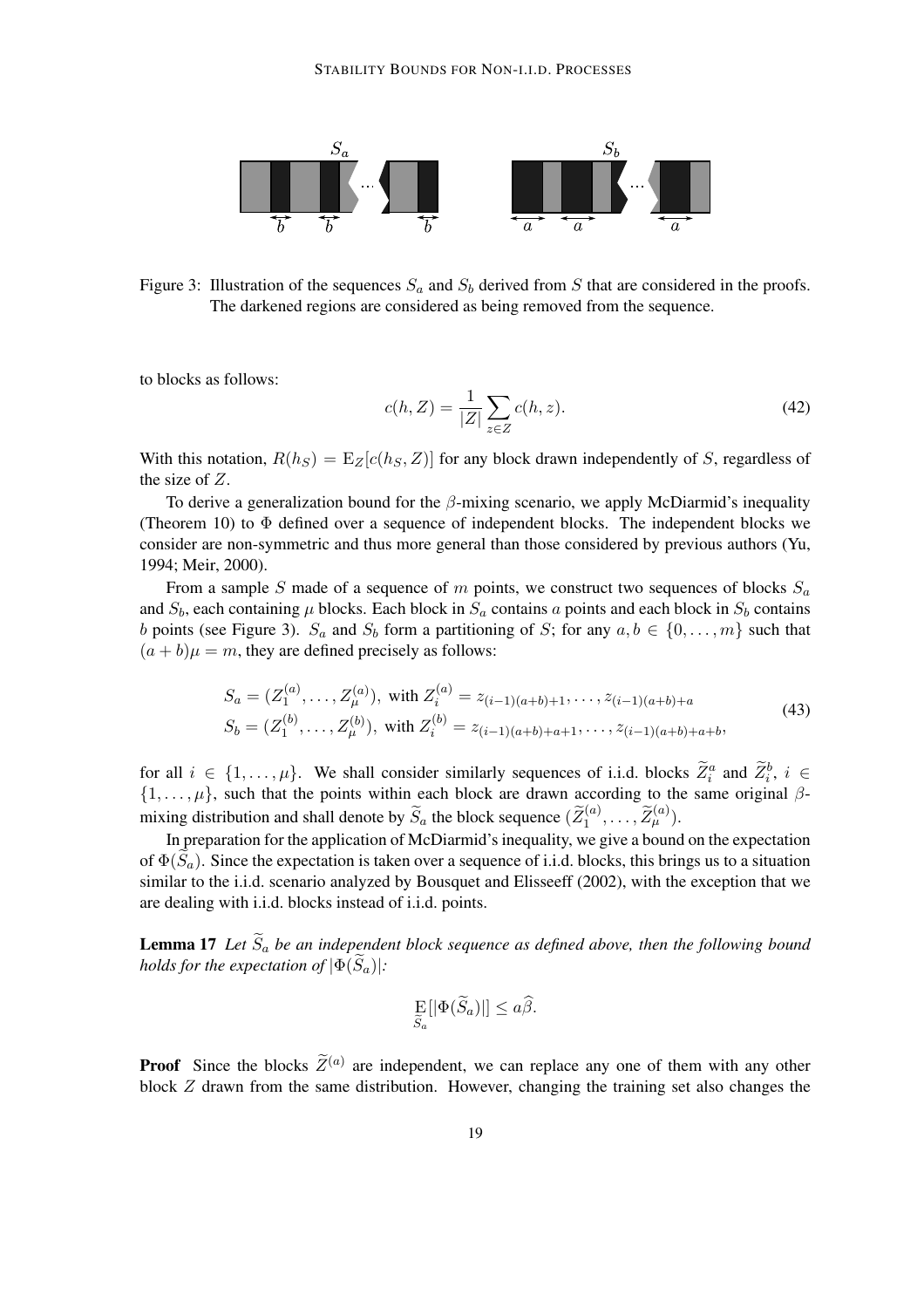Figure 3: Illustration of the sequences $S_a$ and $S_b$ derived from $S$ that are considered in the proofs. The darkened regions are considered as being removed from the sequence.

to blocks as follows:

$$c(h, Z) = \frac{1}{|Z|} \sum_{z \in Z} c(h, z). \tag{42}$$

With this notation, $R(h_S) = \mathrm{E}_Z[c(h_S, Z)]$ for any block drawn independently of $S$, regardless of the size of $Z$.

To derive a generalization bound for the $\beta$-mixing scenario, we apply McDiarmid's inequality (Theorem 10) to $\Phi$ defined over a sequence of independent blocks. The independent blocks we consider are non-symmetric and thus more general than those considered by previous authors (Yu, 1994; Meir, 2000).

From a sample $S$ made of a sequence of $m$ points, we construct two sequences of blocks $S_a$ and $S_b$, each containing $\mu$ blocks. Each block in $S_a$ contains $a$ points and each block in $S_b$ contains $b$ points (see Figure 3). $S_a$ and $S_b$ form a partitioning of $S$; for any $a, b \in \{0, \ldots, m\}$ such that $(a + b)\mu = m$, they are defined precisely as follows:

$$\begin{aligned} S_a &= (Z_1^{(a)}, \ldots, Z_\mu^{(a)}), \text{ with } Z_i^{(a)} = z_{(i-1)(a+b)+1}, \ldots, z_{(i-1)(a+b)+a} \\ S_b &= (Z_1^{(b)}, \ldots, Z_\mu^{(b)}), \text{ with } Z_i^{(b)} = z_{(i-1)(a+b)+a+1}, \ldots, z_{(i-1)(a+b)+a+b}, \end{aligned} \tag{43}$$

for all $i \in \{1, \ldots, \mu\}$. We shall consider similarly sequences of i.i.d. blocks $\widetilde{Z}_i^a$ and $\widetilde{Z}_i^b$, $i \in \{1, \ldots, \mu\}$, such that the points within each block are drawn according to the same original $\beta$-mixing distribution and shall denote by $\widetilde{S}_a$ the block sequence $(\widetilde{Z}_1^{(a)}, \ldots, \widetilde{Z}_\mu^{(a)})$.

In preparation for the application of McDiarmid's inequality, we give a bound on the expectation of $\Phi(\widetilde{S}_a)$. Since the expectation is taken over a sequence of i.i.d. blocks, this brings us to a situation similar to the i.i.d. scenario analyzed by Bousquet and Elisseeff (2002), with the exception that we are dealing with i.i.d. blocks instead of i.i.d. points.

**Lemma 17** *Let $\widetilde{S}_a$ be an independent block sequence as defined above, then the following bound holds for the expectation of $|\Phi(\widetilde{S}_a)|$:*

$$\mathop{\mathrm{E}}_{\widetilde{S}_a}[|\Phi(\widetilde{S}_a)|] \leq a\widehat{\beta}.$$

**Proof** Since the blocks $\widetilde{Z}^{(a)}$ are independent, we can replace any one of them with any other block $Z$ drawn from the same distribution. However, changing the training set also changes the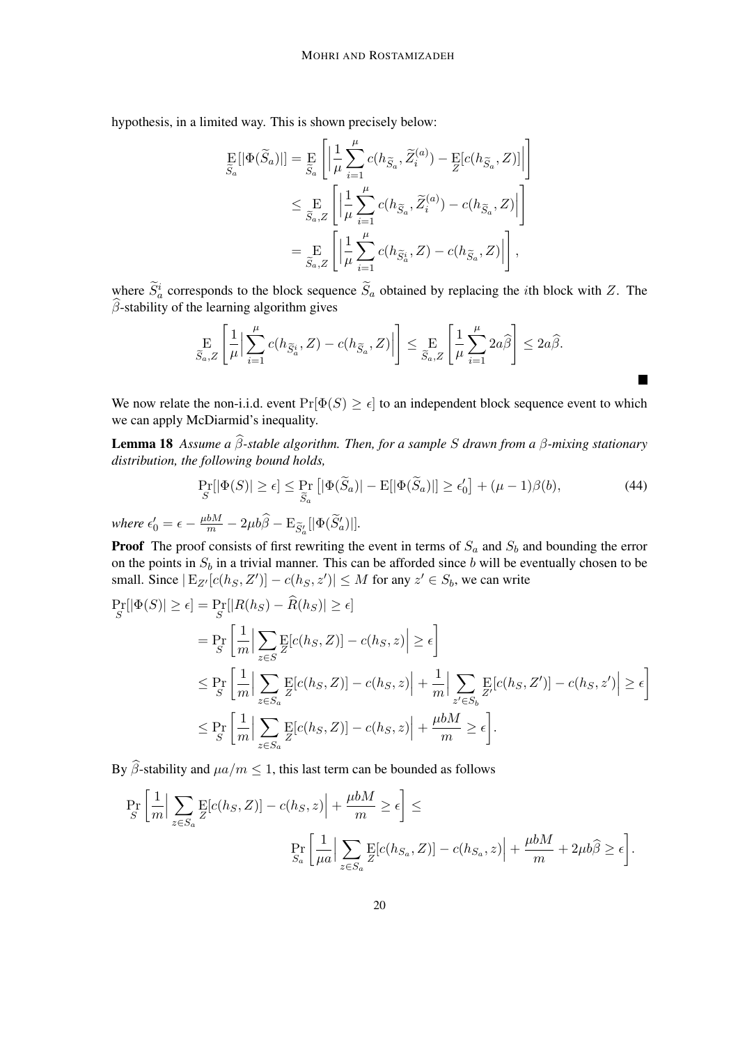hypothesis, in a limited way. This is shown precisely below:

$$
\begin{aligned}
\mathop{\mathrm{E}}_{\widetilde{S}_a}[|\Phi(\widetilde{S}_a)|] &= \mathop{\mathrm{E}}_{\widetilde{S}_a}\left[\Big|\frac{1}{\mu}\sum_{i=1}^{\mu} c(h_{\widetilde{S}_a}, \widetilde{Z}_i^{(a)}) - \mathop{\mathrm{E}}_{Z}[c(h_{\widetilde{S}_a}, Z)]\Big|\right] \\
&\leq \mathop{\mathrm{E}}_{\widetilde{S}_a, Z}\left[\Big|\frac{1}{\mu}\sum_{i=1}^{\mu} c(h_{\widetilde{S}_a}, \widetilde{Z}_i^{(a)}) - c(h_{\widetilde{S}_a}, Z)\Big|\right] \\
&= \mathop{\mathrm{E}}_{\widetilde{S}_a, Z}\left[\Big|\frac{1}{\mu}\sum_{i=1}^{\mu} c(h_{\widetilde{S}_a^i}, Z) - c(h_{\widetilde{S}_a}, Z)\Big|\right],
\end{aligned}
$$

where $\widetilde{S}_a^i$ corresponds to the block sequence $\widetilde{S}_a$ obtained by replacing the $i$th block with $Z$. The $\widehat{\beta}$-stability of the learning algorithm gives

$$
\mathop{\mathrm{E}}_{\widetilde{S}_a, Z}\left[\frac{1}{\mu}\Big|\sum_{i=1}^{\mu} c(h_{\widetilde{S}_a^i}, Z) - c(h_{\widetilde{S}_a}, Z)\Big|\right] \leq \mathop{\mathrm{E}}_{\widetilde{S}_a, Z}\left[\frac{1}{\mu}\sum_{i=1}^{\mu} 2a\widehat{\beta}\right] \leq 2a\widehat{\beta}.
$$

■

We now relate the non-i.i.d. event $\Pr[\Phi(S) \geq \epsilon]$ to an independent block sequence event to which we can apply McDiarmid's inequality.

**Lemma 18** *Assume a $\widehat{\beta}$-stable algorithm. Then, for a sample $S$ drawn from a $\beta$-mixing stationary distribution, the following bound holds,*

$$
\Pr_S[|\Phi(S)| \geq \epsilon] \leq \Pr_{\widetilde{S}_a}\left[|\Phi(\widetilde{S}_a)| - \mathrm{E}[|\Phi(\widetilde{S}_a)|] \geq \epsilon_0'\right] + (\mu - 1)\beta(b), \tag{44}
$$

*where* $\epsilon_0' = \epsilon - \frac{\mu b M}{m} - 2\mu b\widehat{\beta} - \mathrm{E}_{\widetilde{S}_a'}[|\Phi(\widetilde{S}_a')|]$.

**Proof** The proof consists of first rewriting the event in terms of $S_a$ and $S_b$ and bounding the error on the points in $S_b$ in a trivial manner. This can be afforded since $b$ will be eventually chosen to be small. Since $|\mathrm{E}_{Z'}[c(h_S, Z')] - c(h_S, z')| \leq M$ for any $z' \in S_b$, we can write

$$
\begin{aligned}
\Pr_S[|\Phi(S)| \geq \epsilon] &= \Pr_S[|R(h_S) - \widehat{R}(h_S)| \geq \epsilon] \\
&= \Pr_S\left[\frac{1}{m}\Big|\sum_{z\in S}\mathop{\mathrm{E}}_{Z}[c(h_S, Z)] - c(h_S, z)\Big| \geq \epsilon\right] \\
&\leq \Pr_S\left[\frac{1}{m}\Big|\sum_{z\in S_a}\mathop{\mathrm{E}}_{Z}[c(h_S, Z)] - c(h_S, z)\Big| + \frac{1}{m}\Big|\sum_{z'\in S_b}\mathop{\mathrm{E}}_{Z'}[c(h_S, Z')] - c(h_S, z')\Big| \geq \epsilon\right] \\
&\leq \Pr_S\left[\frac{1}{m}\Big|\sum_{z\in S_a}\mathop{\mathrm{E}}_{Z}[c(h_S, Z)] - c(h_S, z)\Big| + \frac{\mu b M}{m} \geq \epsilon\right].
\end{aligned}
$$

By $\widehat{\beta}$-stability and $\mu a/m \leq 1$, this last term can be bounded as follows

$$
\begin{aligned}
\Pr_S\left[\frac{1}{m}\Big|\sum_{z\in S_a}\mathop{\mathrm{E}}_{Z}[c(h_S, Z)] - c(h_S, z)\Big| + \frac{\mu b M}{m} \geq \epsilon\right] &\leq \\
\Pr_{S_a}\left[\frac{1}{\mu a}\Big|\sum_{z\in S_a}\mathop{\mathrm{E}}_{Z}[c(h_{S_a}, Z)] - c(h_{S_a}, z)\Big| + \frac{\mu b M}{m} + 2\mu b\widehat{\beta} \geq \epsilon\right].
\end{aligned}
$$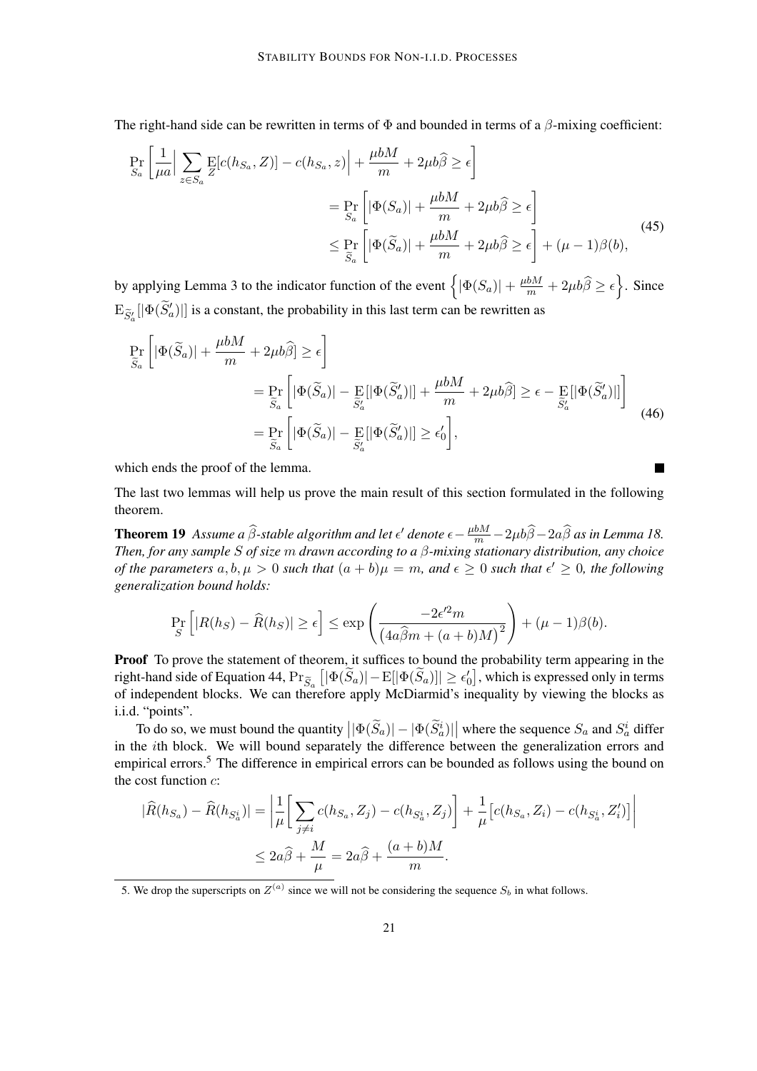The right-hand side can be rewritten in terms of $\Phi$ and bounded in terms of a $\beta$-mixing coefficient:

$$
\begin{aligned}
\Pr_{S_a}\left[\frac{1}{\mu a}\Big|\sum_{z\in S_a}\mathop{\mathrm{E}}_{Z}[c(h_{S_a},Z)]-c(h_{S_a},z)\Big|+\frac{\mu bM}{m}+2\mu b\widehat{\beta}\geq\epsilon\right]
&=\Pr_{S_a}\left[|\Phi(S_a)|+\frac{\mu bM}{m}+2\mu b\widehat{\beta}\geq\epsilon\right]\\
&\leq\Pr_{\widetilde{S}_a}\left[|\Phi(\widetilde{S}_a)|+\frac{\mu bM}{m}+2\mu b\widehat{\beta}\geq\epsilon\right]+(\mu-1)\beta(b),
\end{aligned}
\tag{45}
$$

by applying Lemma 3 to the indicator function of the event $\left\{|\Phi(S_a)|+\frac{\mu bM}{m}+2\mu b\widehat{\beta}\geq\epsilon\right\}$. Since $\mathrm{E}_{\widetilde{S}'_a}[|\Phi(\widetilde{S}'_a)|]$ is a constant, the probability in this last term can be rewritten as

$$
\begin{aligned}
\Pr_{\widetilde{S}_a}\left[|\Phi(\widetilde{S}_a)|+\frac{\mu bM}{m}+2\mu b\widehat{\beta}]\geq\epsilon\right]
&=\Pr_{\widetilde{S}_a}\left[|\Phi(\widetilde{S}_a)|-\mathop{\mathrm{E}}_{\widetilde{S}'_a}[|\Phi(\widetilde{S}'_a)|]+\frac{\mu bM}{m}+2\mu b\widehat{\beta}]\geq\epsilon-\mathop{\mathrm{E}}_{\widetilde{S}'_a}[|\Phi(\widetilde{S}'_a)|]\right]\\
&=\Pr_{\widetilde{S}_a}\left[|\Phi(\widetilde{S}_a)|-\mathop{\mathrm{E}}_{\widetilde{S}'_a}[|\Phi(\widetilde{S}'_a)|]\geq\epsilon'_0\right],
\end{aligned}
\tag{46}
$$

which ends the proof of the lemma. ■

The last two lemmas will help us prove the main result of this section formulated in the following theorem.

**Theorem 19** *Assume a $\widehat{\beta}$-stable algorithm and let $\epsilon'$ denote $\epsilon-\frac{\mu bM}{m}-2\mu b\widehat{\beta}-2a\widehat{\beta}$ as in Lemma 18. Then, for any sample $S$ of size $m$ drawn according to a $\beta$-mixing stationary distribution, any choice of the parameters $a,b,\mu>0$ such that $(a+b)\mu=m$, and $\epsilon\geq 0$ such that $\epsilon'\geq 0$, the following generalization bound holds:*

$$
\Pr_S\left[|R(h_S)-\widehat{R}(h_S)|\geq\epsilon\right]\leq\exp\left(\frac{-2\epsilon'^2 m}{\left(4a\widehat{\beta}m+(a+b)M\right)^2}\right)+(\mu-1)\beta(b).
$$

**Proof** To prove the statement of theorem, it suffices to bound the probability term appearing in the right-hand side of Equation 44, $\Pr_{\widetilde{S}_a}\left[|\Phi(\widetilde{S}_a)|-\mathrm{E}[|\Phi(\widetilde{S}_a)|]|\geq\epsilon'_0\right]$, which is expressed only in terms of independent blocks. We can therefore apply McDiarmid's inequality by viewing the blocks as i.i.d. "points".

To do so, we must bound the quantity $\left||\Phi(\widetilde{S}_a)|-|\Phi(\widetilde{S}^i_a)|\right|$ where the sequence $S_a$ and $S^i_a$ differ in the $i$th block. We will bound separately the difference between the generalization errors and empirical errors.[5] The difference in empirical errors can be bounded as follows using the bound on the cost function $c$:

$$
\begin{aligned}
|\widehat{R}(h_{S_a})-\widehat{R}(h_{S^i_a})|&=\left|\frac{1}{\mu}\left[\sum_{j\neq i}c(h_{S_a},Z_j)-c(h_{S^i_a},Z_j)\right]+\frac{1}{\mu}\left[c(h_{S_a},Z_i)-c(h_{S^i_a},Z'_i)\right]\right|\\
&\leq 2a\widehat{\beta}+\frac{M}{\mu}=2a\widehat{\beta}+\frac{(a+b)M}{m}.
\end{aligned}
$$

5. We drop the superscripts on $Z^{(a)}$ since we will not be considering the sequence $S_b$ in what follows.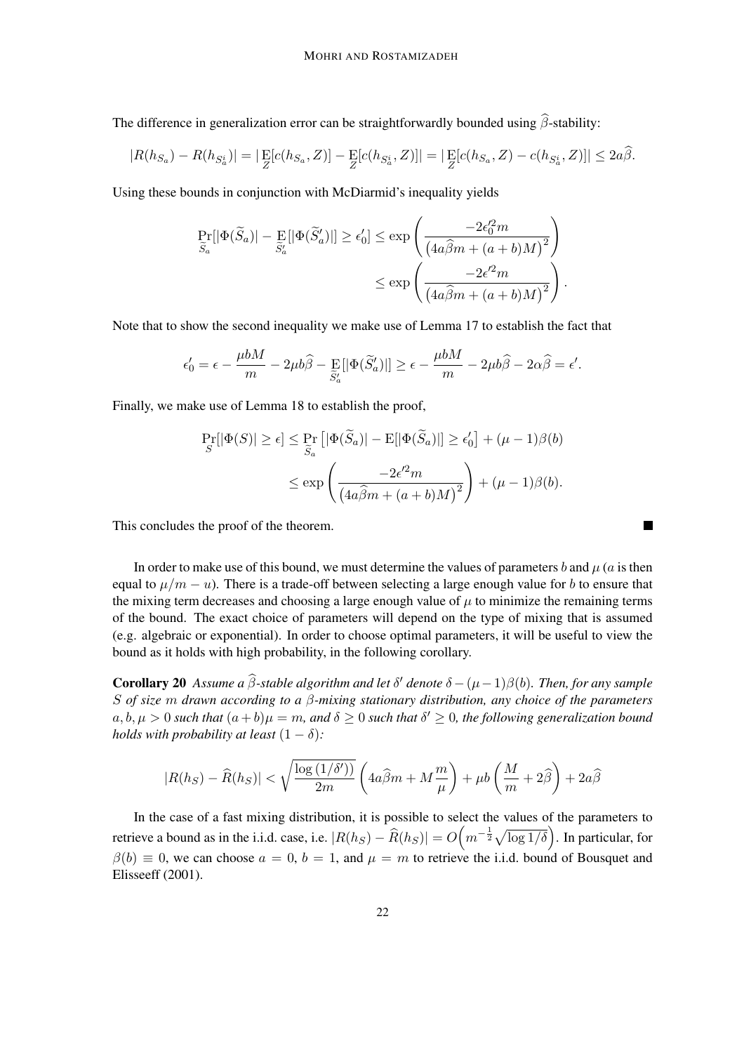The difference in generalization error can be straightforwardly bounded using $\widehat{\beta}$-stability:

$$|R(h_{S_a}) - R(h_{S_a^i})| = |\mathop{\mathrm{E}}_{Z}[c(h_{S_a}, Z)] - \mathop{\mathrm{E}}_{Z}[c(h_{S_a^i}, Z)]| = |\mathop{\mathrm{E}}_{Z}[c(h_{S_a}, Z) - c(h_{S_a^i}, Z)]| \leq 2a\widehat{\beta}.$$

Using these bounds in conjunction with McDiarmid's inequality yields

$$\begin{aligned}
\Pr_{\widetilde{S}_a}[|\Phi(\widetilde{S}_a)| - \mathop{\mathrm{E}}_{\widetilde{S}'_a}[|\Phi(\widetilde{S}'_a)|] \geq \epsilon'_0] &\leq \exp\left(\frac{-2\epsilon_0'^2 m}{\left(4a\widehat{\beta}m + (a+b)M\right)^2}\right) \\
&\leq \exp\left(\frac{-2\epsilon'^2 m}{\left(4a\widehat{\beta}m + (a+b)M\right)^2}\right).
\end{aligned}$$

Note that to show the second inequality we make use of Lemma 17 to establish the fact that

$$\epsilon'_0 = \epsilon - \frac{\mu b M}{m} - 2\mu b\widehat{\beta} - \mathop{\mathrm{E}}_{\widetilde{S}'_a}[|\Phi(\widetilde{S}'_a)|] \geq \epsilon - \frac{\mu b M}{m} - 2\mu b\widehat{\beta} - 2\alpha\widehat{\beta} = \epsilon'.$$

Finally, we make use of Lemma 18 to establish the proof,

$$\begin{aligned}
\Pr_{S}[|\Phi(S)| \geq \epsilon] &\leq \Pr_{\widetilde{S}_a}\left[|\Phi(\widetilde{S}_a)| - \mathrm{E}[|\Phi(\widetilde{S}_a)|] \geq \epsilon'_0\right] + (\mu - 1)\beta(b) \\
&\leq \exp\left(\frac{-2\epsilon'^2 m}{\left(4a\widehat{\beta}m + (a+b)M\right)^2}\right) + (\mu - 1)\beta(b).
\end{aligned}$$

This concludes the proof of the theorem. ■

In order to make use of this bound, we must determine the values of parameters $b$ and $\mu$ ($a$ is then equal to $\mu/m - u$). There is a trade-off between selecting a large enough value for $b$ to ensure that the mixing term decreases and choosing a large enough value of $\mu$ to minimize the remaining terms of the bound. The exact choice of parameters will depend on the type of mixing that is assumed (e.g. algebraic or exponential). In order to choose optimal parameters, it will be useful to view the bound as it holds with high probability, in the following corollary.

**Corollary 20** *Assume a $\widehat{\beta}$-stable algorithm and let $\delta'$ denote $\delta - (\mu - 1)\beta(b)$. Then, for any sample $S$ of size $m$ drawn according to a $\beta$-mixing stationary distribution, any choice of the parameters $a, b, \mu > 0$ such that $(a+b)\mu = m$, and $\delta \geq 0$ such that $\delta' \geq 0$, the following generalization bound holds with probability at least $(1 - \delta)$:*

$$|R(h_S) - \widehat{R}(h_S)| < \sqrt{\frac{\log(1/\delta')}{2m}}\left(4a\widehat{\beta}m + M\frac{m}{\mu}\right) + \mu b\left(\frac{M}{m} + 2\widehat{\beta}\right) + 2a\widehat{\beta}$$

In the case of a fast mixing distribution, it is possible to select the values of the parameters to retrieve a bound as in the i.i.d. case, i.e. $|R(h_S) - \widehat{R}(h_S)| = O\left(m^{-\frac{1}{2}}\sqrt{\log 1/\delta}\right)$. In particular, for $\beta(b) \equiv 0$, we can choose $a = 0$, $b = 1$, and $\mu = m$ to retrieve the i.i.d. bound of Bousquet and Elisseeff (2001).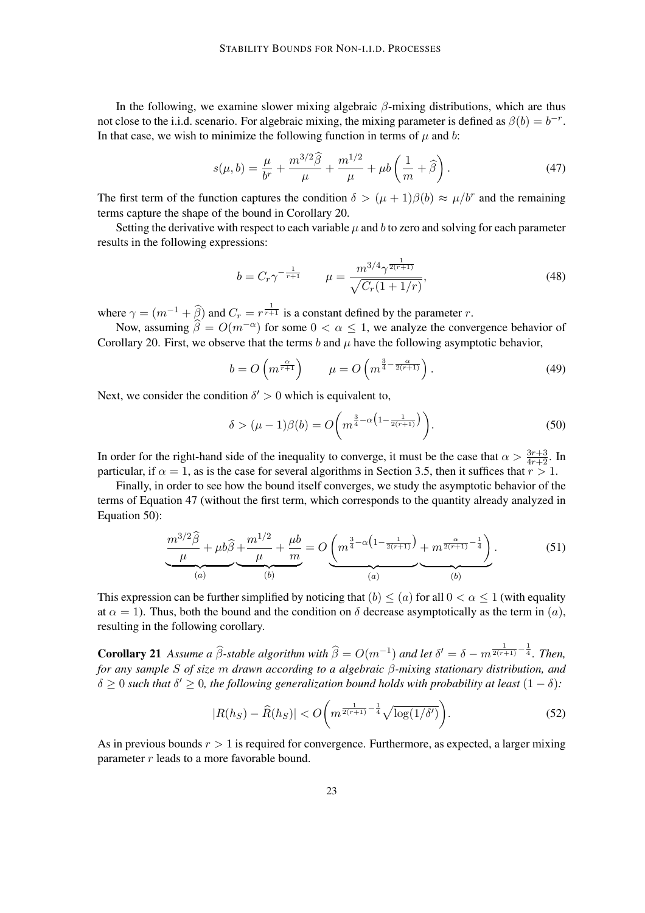In the following, we examine slower mixing algebraic $\beta$-mixing distributions, which are thus not close to the i.i.d. scenario. For algebraic mixing, the mixing parameter is defined as $\beta(b) = b^{-r}$. In that case, we wish to minimize the following function in terms of $\mu$ and $b$:

$$s(\mu, b) = \frac{\mu}{b^r} + \frac{m^{3/2}\widehat{\beta}}{\mu} + \frac{m^{1/2}}{\mu} + \mu b \left( \frac{1}{m} + \widehat{\beta} \right). \tag{47}$$

The first term of the function captures the condition $\delta > (\mu + 1)\beta(b) \approx \mu/b^r$ and the remaining terms capture the shape of the bound in Corollary 20.

Setting the derivative with respect to each variable $\mu$ and $b$ to zero and solving for each parameter results in the following expressions:

$$b = C_r \gamma^{-\frac{1}{r+1}} \qquad \mu = \frac{m^{3/4}\gamma^{\frac{1}{2(r+1)}}}{\sqrt{C_r(1 + 1/r)}}, \tag{48}$$

where $\gamma = (m^{-1} + \widehat{\beta})$ and $C_r = r^{\frac{1}{r+1}}$ is a constant defined by the parameter $r$.

Now, assuming $\widehat{\beta} = O(m^{-\alpha})$ for some $0 < \alpha \leq 1$, we analyze the convergence behavior of Corollary 20. First, we observe that the terms $b$ and $\mu$ have the following asymptotic behavior,

$$b = O\left(m^{\frac{\alpha}{r+1}}\right) \qquad \mu = O\left(m^{\frac{3}{4} - \frac{\alpha}{2(r+1)}}\right). \tag{49}$$

Next, we consider the condition $\delta' > 0$ which is equivalent to,

$$\delta > (\mu - 1)\beta(b) = O\left(m^{\frac{3}{4} - \alpha\left(1 - \frac{1}{2(r+1)}\right)}\right). \tag{50}$$

In order for the right-hand side of the inequality to converge, it must be the case that $\alpha > \frac{3r+3}{4r+2}$. In particular, if $\alpha = 1$, as is the case for several algorithms in Section 3.5, then it suffices that $r > 1$.

Finally, in order to see how the bound itself converges, we study the asymptotic behavior of the terms of Equation 47 (without the first term, which corresponds to the quantity already analyzed in Equation 50):

$$\underbrace{\frac{m^{3/2}\widehat{\beta}}{\mu} + \mu b \widehat{\beta}}_{(a)} + \underbrace{\frac{m^{1/2}}{\mu} + \frac{\mu b}{m}}_{(b)} = O\left( \underbrace{m^{\frac{3}{4} - \alpha\left(1 - \frac{1}{2(r+1)}\right)}}_{(a)} + \underbrace{m^{\frac{\alpha}{2(r+1)} - \frac{1}{4}}}_{(b)} \right). \tag{51}$$

This expression can be further simplified by noticing that $(b) \leq (a)$ for all $0 < \alpha \leq 1$ (with equality at $\alpha = 1$). Thus, both the bound and the condition on $\delta$ decrease asymptotically as the term in $(a)$, resulting in the following corollary.

**Corollary 21** *Assume a $\widehat{\beta}$-stable algorithm with $\widehat{\beta} = O(m^{-1})$ and let $\delta' = \delta - m^{\frac{1}{2(r+1)} - \frac{1}{4}}$. Then, for any sample $S$ of size $m$ drawn according to a algebraic $\beta$-mixing stationary distribution, and $\delta \geq 0$ such that $\delta' \geq 0$, the following generalization bound holds with probability at least $(1 - \delta)$:*

$$|R(h_S) - \widehat{R}(h_S)| < O\left(m^{\frac{1}{2(r+1)} - \frac{1}{4}} \sqrt{\log(1/\delta')}\right). \tag{52}$$

As in previous bounds $r > 1$ is required for convergence. Furthermore, as expected, a larger mixing parameter $r$ leads to a more favorable bound.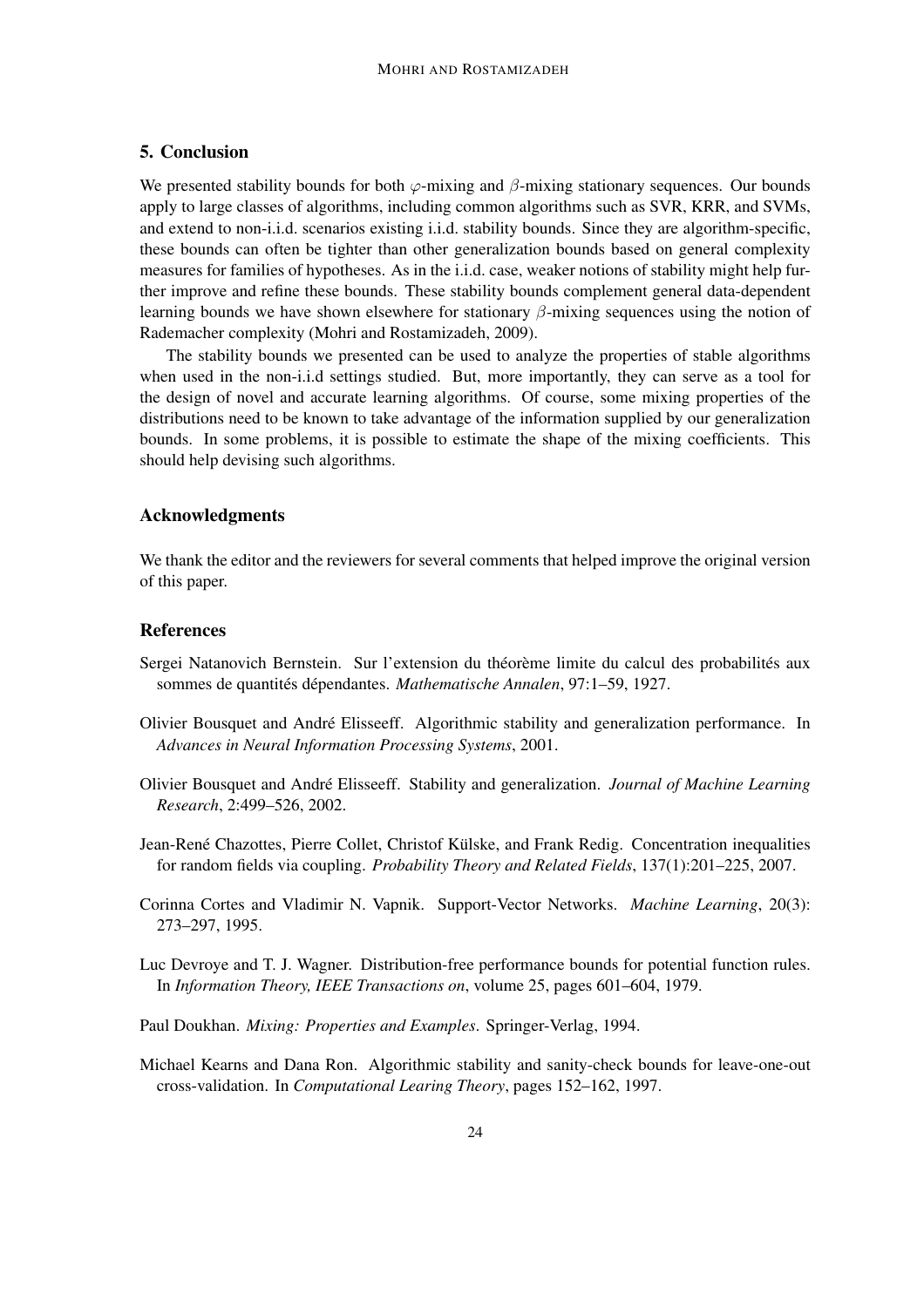## 5. Conclusion

We presented stability bounds for both $\varphi$-mixing and $\beta$-mixing stationary sequences. Our bounds apply to large classes of algorithms, including common algorithms such as SVR, KRR, and SVMs, and extend to non-i.i.d. scenarios existing i.i.d. stability bounds. Since they are algorithm-specific, these bounds can often be tighter than other generalization bounds based on general complexity measures for families of hypotheses. As in the i.i.d. case, weaker notions of stability might help further improve and refine these bounds. These stability bounds complement general data-dependent learning bounds we have shown elsewhere for stationary $\beta$-mixing sequences using the notion of Rademacher complexity (Mohri and Rostamizadeh, 2009).

The stability bounds we presented can be used to analyze the properties of stable algorithms when used in the non-i.i.d settings studied. But, more importantly, they can serve as a tool for the design of novel and accurate learning algorithms. Of course, some mixing properties of the distributions need to be known to take advantage of the information supplied by our generalization bounds. In some problems, it is possible to estimate the shape of the mixing coefficients. This should help devising such algorithms.

### Acknowledgments

We thank the editor and the reviewers for several comments that helped improve the original version of this paper.

### References

Sergei Natanovich Bernstein. Sur l'extension du théorème limite du calcul des probabilités aux sommes de quantités dépendantes. *Mathematische Annalen*, 97:1–59, 1927.

Olivier Bousquet and André Elisseeff. Algorithmic stability and generalization performance. In *Advances in Neural Information Processing Systems*, 2001.

Olivier Bousquet and André Elisseeff. Stability and generalization. *Journal of Machine Learning Research*, 2:499–526, 2002.

Jean-René Chazottes, Pierre Collet, Christof Külske, and Frank Redig. Concentration inequalities for random fields via coupling. *Probability Theory and Related Fields*, 137(1):201–225, 2007.

Corinna Cortes and Vladimir N. Vapnik. Support-Vector Networks. *Machine Learning*, 20(3): 273–297, 1995.

Luc Devroye and T. J. Wagner. Distribution-free performance bounds for potential function rules. In *Information Theory, IEEE Transactions on*, volume 25, pages 601–604, 1979.

Paul Doukhan. *Mixing: Properties and Examples*. Springer-Verlag, 1994.

Michael Kearns and Dana Ron. Algorithmic stability and sanity-check bounds for leave-one-out cross-validation. In *Computational Learing Theory*, pages 152–162, 1997.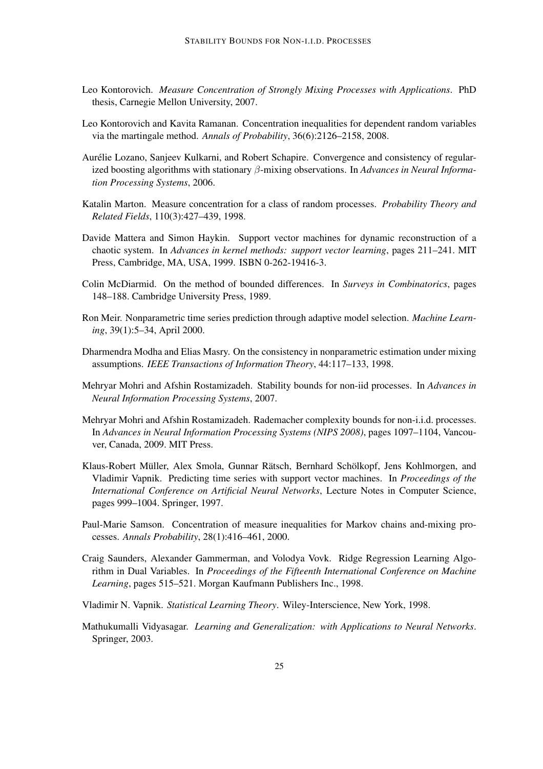Leo Kontorovich. *Measure Concentration of Strongly Mixing Processes with Applications*. PhD thesis, Carnegie Mellon University, 2007.

Leo Kontorovich and Kavita Ramanan. Concentration inequalities for dependent random variables via the martingale method. *Annals of Probability*, 36(6):2126–2158, 2008.

Aurélie Lozano, Sanjeev Kulkarni, and Robert Schapire. Convergence and consistency of regularized boosting algorithms with stationary $\beta$-mixing observations. In *Advances in Neural Information Processing Systems*, 2006.

Katalin Marton. Measure concentration for a class of random processes. *Probability Theory and Related Fields*, 110(3):427–439, 1998.

Davide Mattera and Simon Haykin. Support vector machines for dynamic reconstruction of a chaotic system. In *Advances in kernel methods: support vector learning*, pages 211–241. MIT Press, Cambridge, MA, USA, 1999. ISBN 0-262-19416-3.

Colin McDiarmid. On the method of bounded differences. In *Surveys in Combinatorics*, pages 148–188. Cambridge University Press, 1989.

Ron Meir. Nonparametric time series prediction through adaptive model selection. *Machine Learning*, 39(1):5–34, April 2000.

Dharmendra Modha and Elias Masry. On the consistency in nonparametric estimation under mixing assumptions. *IEEE Transactions of Information Theory*, 44:117–133, 1998.

Mehryar Mohri and Afshin Rostamizadeh. Stability bounds for non-iid processes. In *Advances in Neural Information Processing Systems*, 2007.

Mehryar Mohri and Afshin Rostamizadeh. Rademacher complexity bounds for non-i.i.d. processes. In *Advances in Neural Information Processing Systems (NIPS 2008)*, pages 1097–1104, Vancouver, Canada, 2009. MIT Press.

Klaus-Robert Müller, Alex Smola, Gunnar Rätsch, Bernhard Schölkopf, Jens Kohlmorgen, and Vladimir Vapnik. Predicting time series with support vector machines. In *Proceedings of the International Conference on Artificial Neural Networks*, Lecture Notes in Computer Science, pages 999–1004. Springer, 1997.

Paul-Marie Samson. Concentration of measure inequalities for Markov chains and-mixing processes. *Annals Probability*, 28(1):416–461, 2000.

Craig Saunders, Alexander Gammerman, and Volodya Vovk. Ridge Regression Learning Algorithm in Dual Variables. In *Proceedings of the Fifteenth International Conference on Machine Learning*, pages 515–521. Morgan Kaufmann Publishers Inc., 1998.

Vladimir N. Vapnik. *Statistical Learning Theory*. Wiley-Interscience, New York, 1998.

Mathukumalli Vidyasagar. *Learning and Generalization: with Applications to Neural Networks*. Springer, 2003.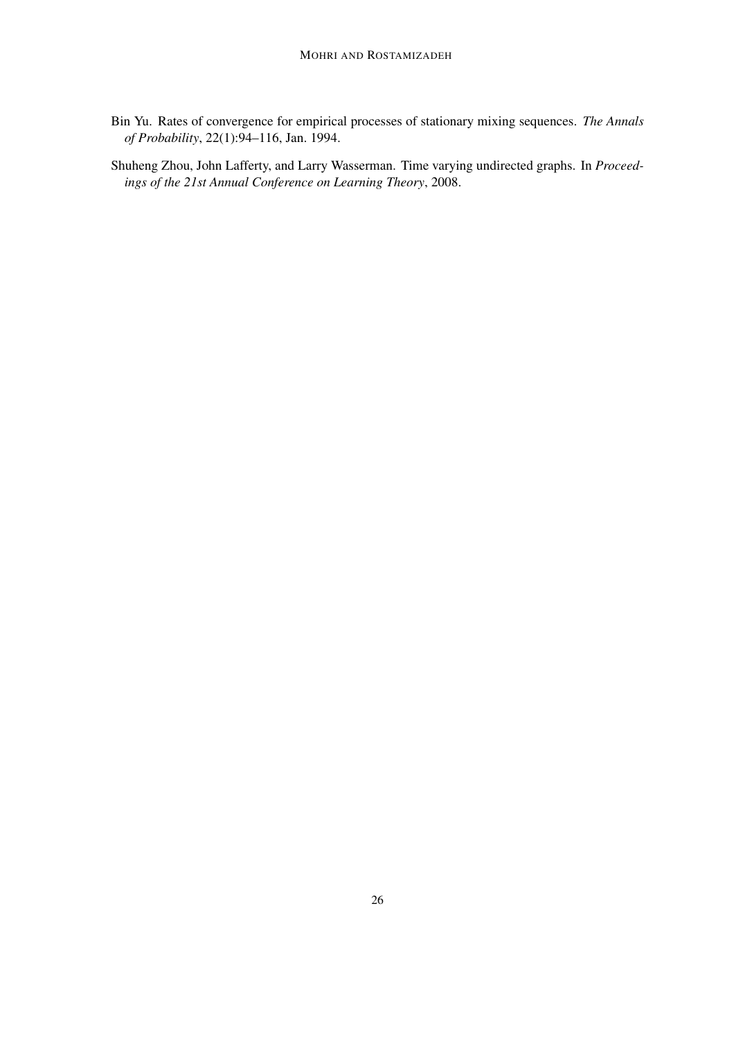Bin Yu. Rates of convergence for empirical processes of stationary mixing sequences. *The Annals of Probability*, 22(1):94–116, Jan. 1994.

Shuheng Zhou, John Lafferty, and Larry Wasserman. Time varying undirected graphs. In *Proceedings of the 21st Annual Conference on Learning Theory*, 2008.